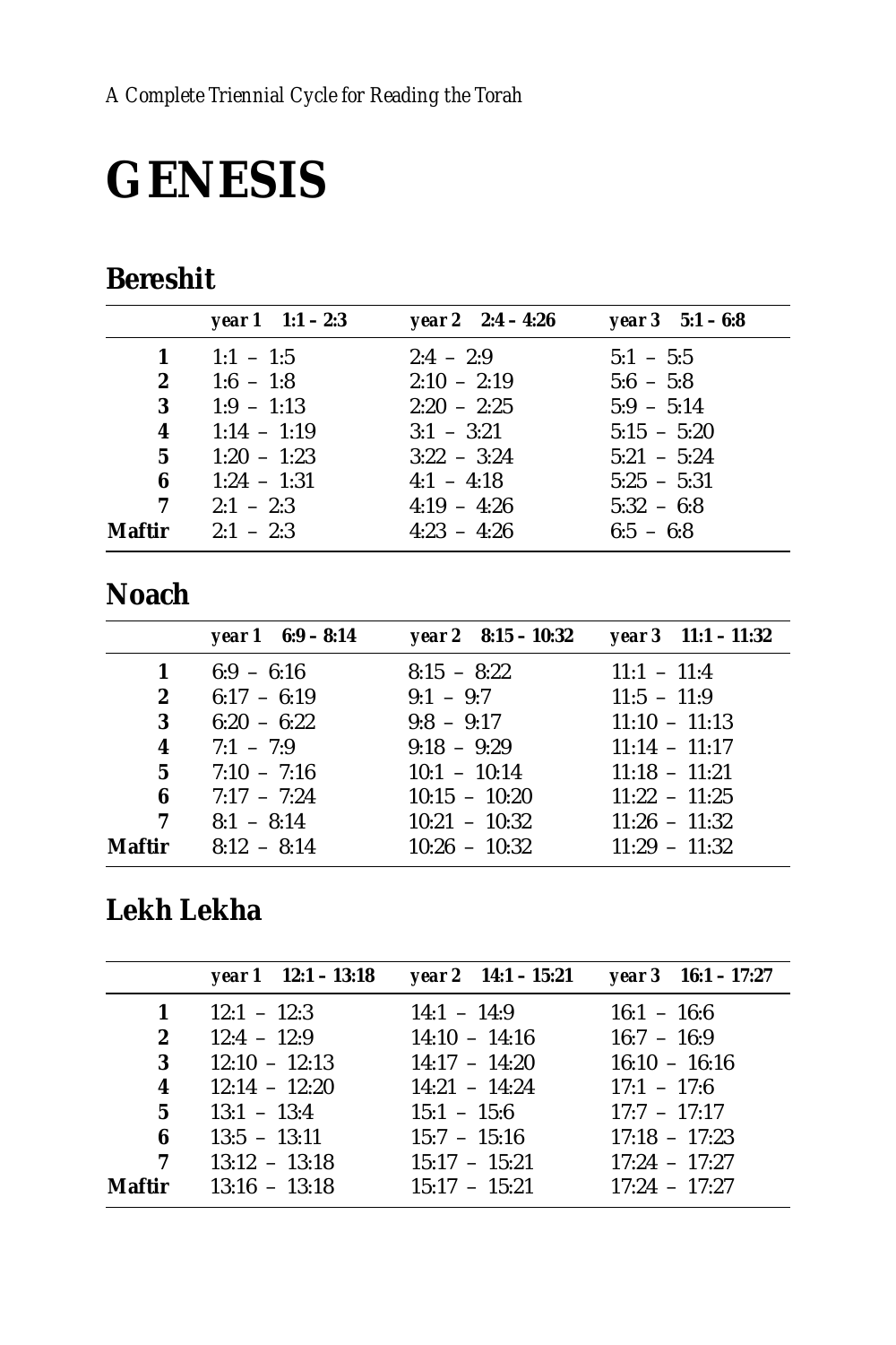A Complete Triennial Cycle for Reading the Torah

# GENESIS

## Bereshit

| | *year 1 1:1 – 2:3* | *year 2 2:4 – 4:26* | *year 3 5:1 – 6:8* |
|---|---|---|---|
| **1** | 1:1 – 1:5 | 2:4 – 2:9 | 5:1 – 5:5 |
| **2** | 1:6 – 1:8 | 2:10 – 2:19 | 5:6 – 5:8 |
| **3** | 1:9 – 1:13 | 2:20 – 2:25 | 5:9 – 5:14 |
| **4** | 1:14 – 1:19 | 3:1 – 3:21 | 5:15 – 5:20 |
| **5** | 1:20 – 1:23 | 3:22 – 3:24 | 5:21 – 5:24 |
| **6** | 1:24 – 1:31 | 4:1 – 4:18 | 5:25 – 5:31 |
| **7** | 2:1 – 2:3 | 4:19 – 4:26 | 5:32 – 6:8 |
| **Maftir** | 2:1 – 2:3 | 4:23 – 4:26 | 6:5 – 6:8 |

## Noach

| | *year 1 6:9 – 8:14* | *year 2 8:15 – 10:32* | *year 3 11:1 – 11:32* |
|---|---|---|---|
| **1** | 6:9 – 6:16 | 8:15 – 8:22 | 11:1 – 11:4 |
| **2** | 6:17 – 6:19 | 9:1 – 9:7 | 11:5 – 11:9 |
| **3** | 6:20 – 6:22 | 9:8 – 9:17 | 11:10 – 11:13 |
| **4** | 7:1 – 7:9 | 9:18 – 9:29 | 11:14 – 11:17 |
| **5** | 7:10 – 7:16 | 10:1 – 10:14 | 11:18 – 11:21 |
| **6** | 7:17 – 7:24 | 10:15 – 10:20 | 11:22 – 11:25 |
| **7** | 8:1 – 8:14 | 10:21 – 10:32 | 11:26 – 11:32 |
| **Maftir** | 8:12 – 8:14 | 10:26 – 10:32 | 11:29 – 11:32 |

## Lekh Lekha

| | *year 1 12:1 – 13:18* | *year 2 14:1 – 15:21* | *year 3 16:1 – 17:27* |
|---|---|---|---|
| **1** | 12:1 – 12:3 | 14:1 – 14:9 | 16:1 – 16:6 |
| **2** | 12:4 – 12:9 | 14:10 – 14:16 | 16:7 – 16:9 |
| **3** | 12:10 – 12:13 | 14:17 – 14:20 | 16:10 – 16:16 |
| **4** | 12:14 – 12:20 | 14:21 – 14:24 | 17:1 – 17:6 |
| **5** | 13:1 – 13:4 | 15:1 – 15:6 | 17:7 – 17:17 |
| **6** | 13:5 – 13:11 | 15:7 – 15:16 | 17:18 – 17:23 |
| **7** | 13:12 – 13:18 | 15:17 – 15:21 | 17:24 – 17:27 |
| **Maftir** | 13:16 – 13:18 | 15:17 – 15:21 | 17:24 – 17:27 |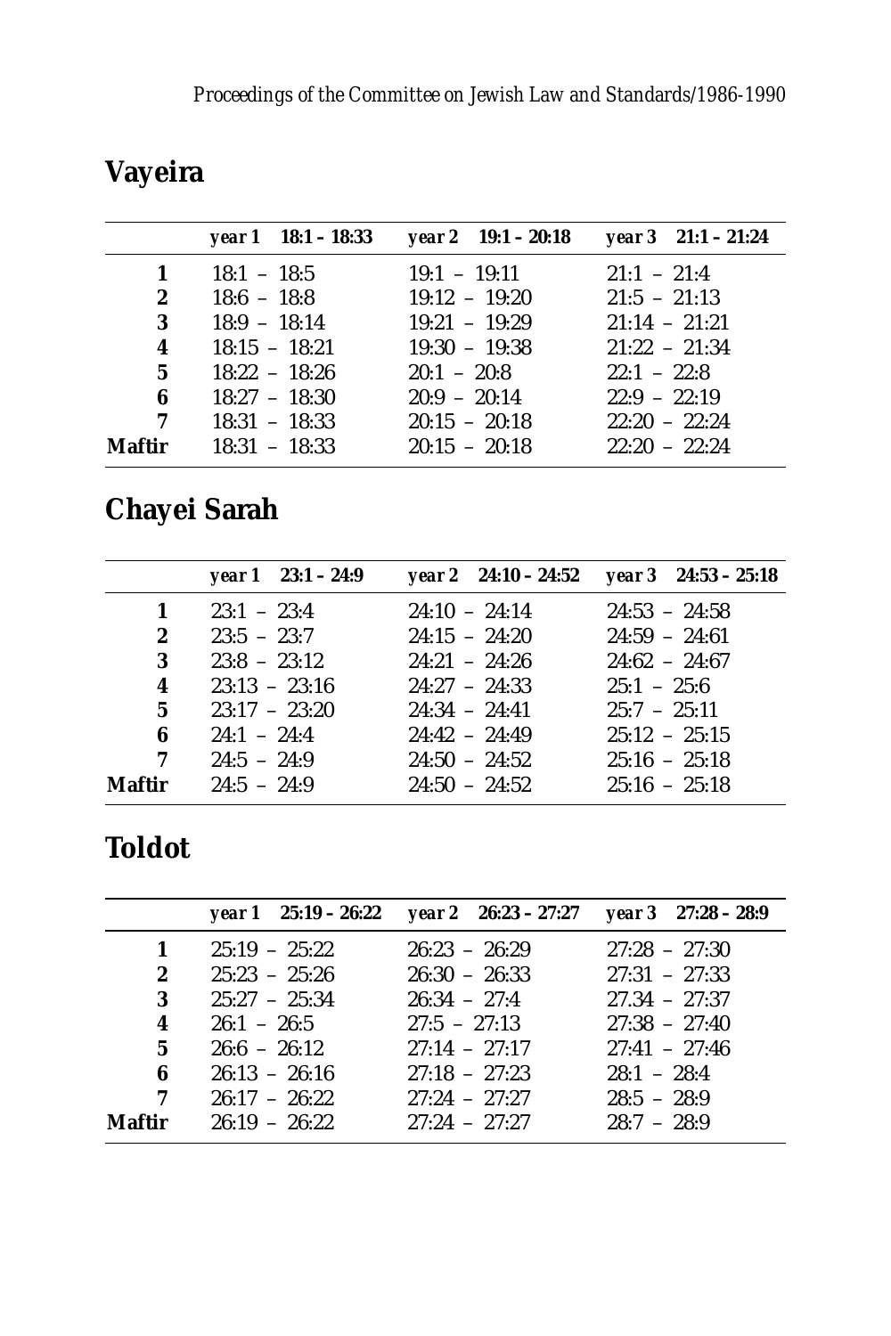## Vayeira

| | *year 1* **18:1 – 18:33** | *year 2* **19:1 – 20:18** | *year 3* **21:1 – 21:24** |
|---|---|---|---|
| **1** | 18:1 – 18:5 | 19:1 – 19:11 | 21:1 – 21:4 |
| **2** | 18:6 – 18:8 | 19:12 – 19:20 | 21:5 – 21:13 |
| **3** | 18:9 – 18:14 | 19:21 – 19:29 | 21:14 – 21:21 |
| **4** | 18:15 – 18:21 | 19:30 – 19:38 | 21:22 – 21:34 |
| **5** | 18:22 – 18:26 | 20:1 – 20:8 | 22:1 – 22:8 |
| **6** | 18:27 – 18:30 | 20:9 – 20:14 | 22:9 – 22:19 |
| **7** | 18:31 – 18:33 | 20:15 – 20:18 | 22:20 – 22:24 |
| **Maftir** | 18:31 – 18:33 | 20:15 – 20:18 | 22:20 – 22:24 |

## Chayei Sarah

| | *year 1* **23:1 – 24:9** | *year 2* **24:10 – 24:52** | *year 3* **24:53 – 25:18** |
|---|---|---|---|
| **1** | 23:1 – 23:4 | 24:10 – 24:14 | 24:53 – 24:58 |
| **2** | 23:5 – 23:7 | 24:15 – 24:20 | 24:59 – 24:61 |
| **3** | 23:8 – 23:12 | 24:21 – 24:26 | 24:62 – 24:67 |
| **4** | 23:13 – 23:16 | 24:27 – 24:33 | 25:1 – 25:6 |
| **5** | 23:17 – 23:20 | 24:34 – 24:41 | 25:7 – 25:11 |
| **6** | 24:1 – 24:4 | 24:42 – 24:49 | 25:12 – 25:15 |
| **7** | 24:5 – 24:9 | 24:50 – 24:52 | 25:16 – 25:18 |
| **Maftir** | 24:5 – 24:9 | 24:50 – 24:52 | 25:16 – 25:18 |

## Toldot

| | *year 1* **25:19 – 26:22** | *year 2* **26:23 – 27:27** | *year 3* **27:28 – 28:9** |
|---|---|---|---|
| **1** | 25:19 – 25:22 | 26:23 – 26:29 | 27:28 – 27:30 |
| **2** | 25:23 – 25:26 | 26:30 – 26:33 | 27:31 – 27:33 |
| **3** | 25:27 – 25:34 | 26:34 – 27:4 | 27.34 – 27:37 |
| **4** | 26:1 – 26:5 | 27:5 – 27:13 | 27:38 – 27:40 |
| **5** | 26:6 – 26:12 | 27:14 – 27:17 | 27:41 – 27:46 |
| **6** | 26:13 – 26:16 | 27:18 – 27:23 | 28:1 – 28:4 |
| **7** | 26:17 – 26:22 | 27:24 – 27:27 | 28:5 – 28:9 |
| **Maftir** | 26:19 – 26:22 | 27:24 – 27:27 | 28:7 – 28:9 |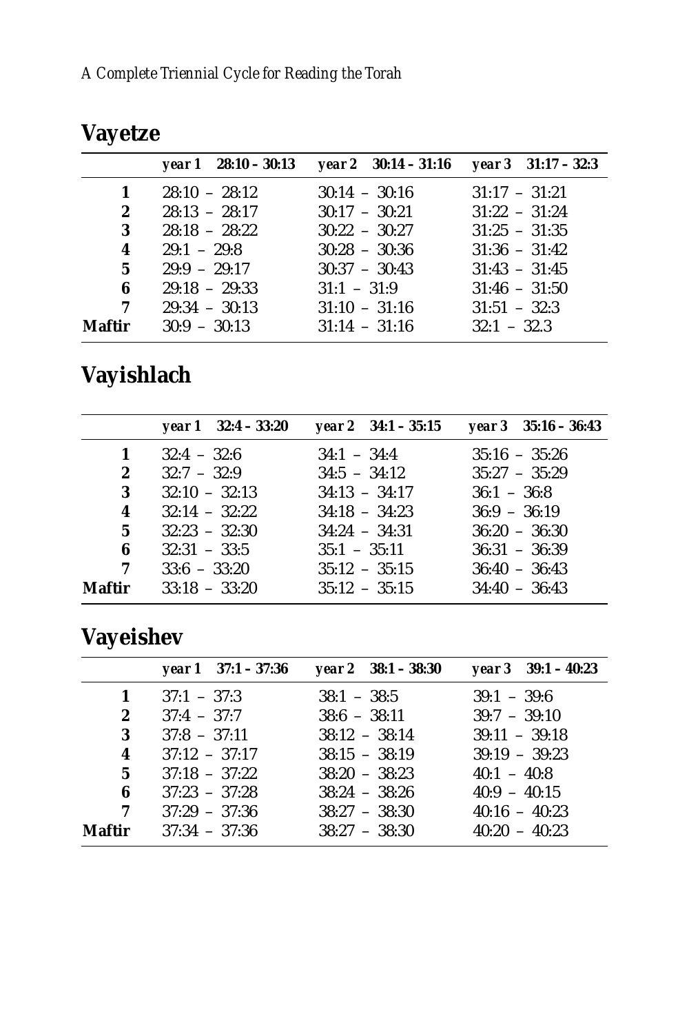## Vayetze

| | *year 1 28:10 – 30:13* | *year 2 30:14 – 31:16* | *year 3 31:17 – 32:3* |
|---|---|---|---|
| **1** | 28:10 – 28:12 | 30:14 – 30:16 | 31:17 – 31:21 |
| **2** | 28:13 – 28:17 | 30:17 – 30:21 | 31:22 – 31:24 |
| **3** | 28:18 – 28:22 | 30:22 – 30:27 | 31:25 – 31:35 |
| **4** | 29:1 – 29:8 | 30:28 – 30:36 | 31:36 – 31:42 |
| **5** | 29:9 – 29:17 | 30:37 – 30:43 | 31:43 – 31:45 |
| **6** | 29:18 – 29:33 | 31:1 – 31:9 | 31:46 – 31:50 |
| **7** | 29:34 – 30:13 | 31:10 – 31:16 | 31:51 – 32:3 |
| **Maftir** | 30:9 – 30:13 | 31:14 – 31:16 | 32:1 – 32.3 |

## Vayishlach

| | *year 1 32:4 – 33:20* | *year 2 34:1 – 35:15* | *year 3 35:16 – 36:43* |
|---|---|---|---|
| **1** | 32:4 – 32:6 | 34:1 – 34:4 | 35:16 – 35:26 |
| **2** | 32:7 – 32:9 | 34:5 – 34:12 | 35:27 – 35:29 |
| **3** | 32:10 – 32:13 | 34:13 – 34:17 | 36:1 – 36:8 |
| **4** | 32:14 – 32:22 | 34:18 – 34:23 | 36:9 – 36:19 |
| **5** | 32:23 – 32:30 | 34:24 – 34:31 | 36:20 – 36:30 |
| **6** | 32:31 – 33:5 | 35:1 – 35:11 | 36:31 – 36:39 |
| **7** | 33:6 – 33:20 | 35:12 – 35:15 | 36:40 – 36:43 |
| **Maftir** | 33:18 – 33:20 | 35:12 – 35:15 | 34:40 – 36:43 |

## Vayeishev

| | *year 1 37:1 – 37:36* | *year 2 38:1 – 38:30* | *year 3 39:1 – 40:23* |
|---|---|---|---|
| **1** | 37:1 – 37:3 | 38:1 – 38:5 | 39:1 – 39:6 |
| **2** | 37:4 – 37:7 | 38:6 – 38:11 | 39:7 – 39:10 |
| **3** | 37:8 – 37:11 | 38:12 – 38:14 | 39:11 – 39:18 |
| **4** | 37:12 – 37:17 | 38:15 – 38:19 | 39:19 – 39:23 |
| **5** | 37:18 – 37:22 | 38:20 – 38:23 | 40:1 – 40:8 |
| **6** | 37:23 – 37:28 | 38:24 – 38:26 | 40:9 – 40:15 |
| **7** | 37:29 – 37:36 | 38:27 – 38:30 | 40:16 – 40:23 |
| **Maftir** | 37:34 – 37:36 | 38:27 – 38:30 | 40:20 – 40:23 |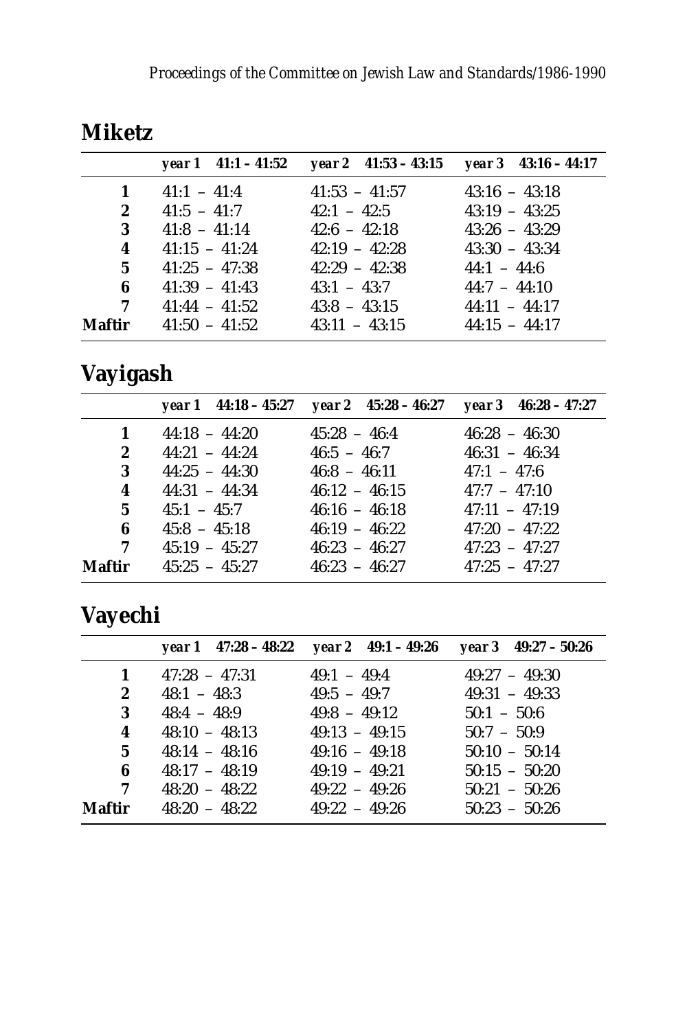## Miketz

| | year 1 41:1 – 41:52 | year 2 41:53 – 43:15 | year 3 43:16 – 44:17 |
|---|---|---|---|
| **1** | 41:1 – 41:4 | 41:53 – 41:57 | 43:16 – 43:18 |
| **2** | 41:5 – 41:7 | 42:1 – 42:5 | 43:19 – 43:25 |
| **3** | 41:8 – 41:14 | 42:6 – 42:18 | 43:26 – 43:29 |
| **4** | 41:15 – 41:24 | 42:19 – 42:28 | 43:30 – 43:34 |
| **5** | 41:25 – 47:38 | 42:29 – 42:38 | 44:1 – 44:6 |
| **6** | 41:39 – 41:43 | 43:1 – 43:7 | 44:7 – 44:10 |
| **7** | 41:44 – 41:52 | 43:8 – 43:15 | 44:11 – 44:17 |
| **Maftir** | 41:50 – 41:52 | 43:11 – 43:15 | 44:15 – 44:17 |

## Vayigash

| | year 1 44:18 – 45:27 | year 2 45:28 – 46:27 | year 3 46:28 – 47:27 |
|---|---|---|---|
| **1** | 44:18 – 44:20 | 45:28 – 46:4 | 46:28 – 46:30 |
| **2** | 44:21 – 44:24 | 46:5 – 46:7 | 46:31 – 46:34 |
| **3** | 44:25 – 44:30 | 46:8 – 46:11 | 47:1 – 47:6 |
| **4** | 44:31 – 44:34 | 46:12 – 46:15 | 47:7 – 47:10 |
| **5** | 45:1 – 45:7 | 46:16 – 46:18 | 47:11 – 47:19 |
| **6** | 45:8 – 45:18 | 46:19 – 46:22 | 47:20 – 47:22 |
| **7** | 45:19 – 45:27 | 46:23 – 46:27 | 47:23 – 47:27 |
| **Maftir** | 45:25 – 45:27 | 46:23 – 46:27 | 47:25 – 47:27 |

## Vayechi

| | year 1 47:28 – 48:22 | year 2 49:1 – 49:26 | year 3 49:27 – 50:26 |
|---|---|---|---|
| **1** | 47:28 – 47:31 | 49:1 – 49:4 | 49:27 – 49:30 |
| **2** | 48:1 – 48:3 | 49:5 – 49:7 | 49:31 – 49:33 |
| **3** | 48:4 – 48:9 | 49:8 – 49:12 | 50:1 – 50:6 |
| **4** | 48:10 – 48:13 | 49:13 – 49:15 | 50:7 – 50:9 |
| **5** | 48:14 – 48:16 | 49:16 – 49:18 | 50:10 – 50:14 |
| **6** | 48:17 – 48:19 | 49:19 – 49:21 | 50:15 – 50:20 |
| **7** | 48:20 – 48:22 | 49:22 – 49:26 | 50:21 – 50:26 |
| **Maftir** | 48:20 – 48:22 | 49:22 – 49:26 | 50:23 – 50:26 |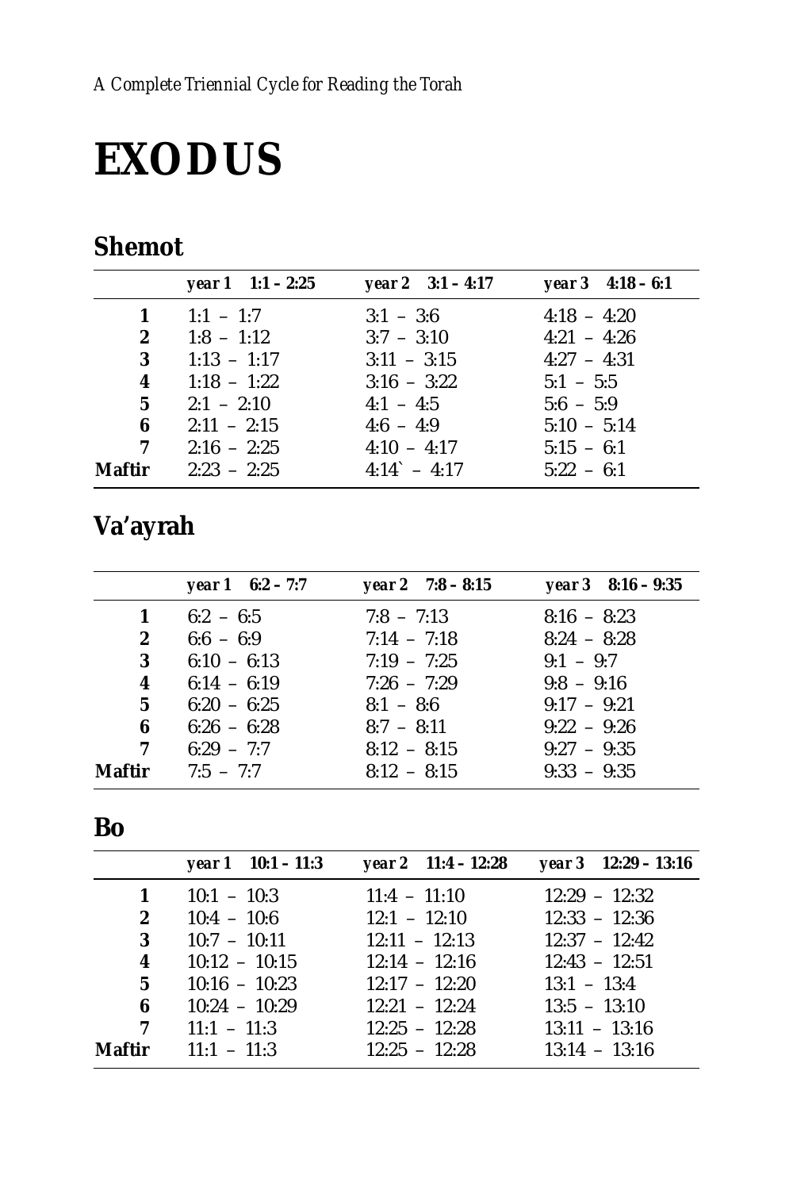# EXODUS

## Shemot

| | *year 1* **1:1 – 2:25** | *year 2* **3:1 – 4:17** | *year 3* **4:18 – 6:1** |
|---|---|---|---|
| **1** | 1:1 – 1:7 | 3:1 – 3:6 | 4:18 – 4:20 |
| **2** | 1:8 – 1:12 | 3:7 – 3:10 | 4:21 – 4:26 |
| **3** | 1:13 – 1:17 | 3:11 – 3:15 | 4:27 – 4:31 |
| **4** | 1:18 – 1:22 | 3:16 – 3:22 | 5:1 – 5:5 |
| **5** | 2:1 – 2:10 | 4:1 – 4:5 | 5:6 – 5:9 |
| **6** | 2:11 – 2:15 | 4:6 – 4:9 | 5:10 – 5:14 |
| **7** | 2:16 – 2:25 | 4:10 – 4:17 | 5:15 – 6:1 |
| **Maftir** | 2:23 – 2:25 | 4:14` – 4:17 | 5:22 – 6:1 |

## Va'ayrah

| | *year 1* **6:2 – 7:7** | *year 2* **7:8 – 8:15** | *year 3* **8:16 – 9:35** |
|---|---|---|---|
| **1** | 6:2 – 6:5 | 7:8 – 7:13 | 8:16 – 8:23 |
| **2** | 6:6 – 6:9 | 7:14 – 7:18 | 8:24 – 8:28 |
| **3** | 6:10 – 6:13 | 7:19 – 7:25 | 9:1 – 9:7 |
| **4** | 6:14 – 6:19 | 7:26 – 7:29 | 9:8 – 9:16 |
| **5** | 6:20 – 6:25 | 8:1 – 8:6 | 9:17 – 9:21 |
| **6** | 6:26 – 6:28 | 8:7 – 8:11 | 9:22 – 9:26 |
| **7** | 6:29 – 7:7 | 8:12 – 8:15 | 9:27 – 9:35 |
| **Maftir** | 7:5 – 7:7 | 8:12 – 8:15 | 9:33 – 9:35 |

## Bo

| | *year 1* **10:1 – 11:3** | *year 2* **11:4 – 12:28** | *year 3* **12:29 – 13:16** |
|---|---|---|---|
| **1** | 10:1 – 10:3 | 11:4 – 11:10 | 12:29 – 12:32 |
| **2** | 10:4 – 10:6 | 12:1 – 12:10 | 12:33 – 12:36 |
| **3** | 10:7 – 10:11 | 12:11 – 12:13 | 12:37 – 12:42 |
| **4** | 10:12 – 10:15 | 12:14 – 12:16 | 12:43 – 12:51 |
| **5** | 10:16 – 10:23 | 12:17 – 12:20 | 13:1 – 13:4 |
| **6** | 10:24 – 10:29 | 12:21 – 12:24 | 13:5 – 13:10 |
| **7** | 11:1 – 11:3 | 12:25 – 12:28 | 13:11 – 13:16 |
| **Maftir** | 11:1 – 11:3 | 12:25 – 12:28 | 13:14 – 13:16 |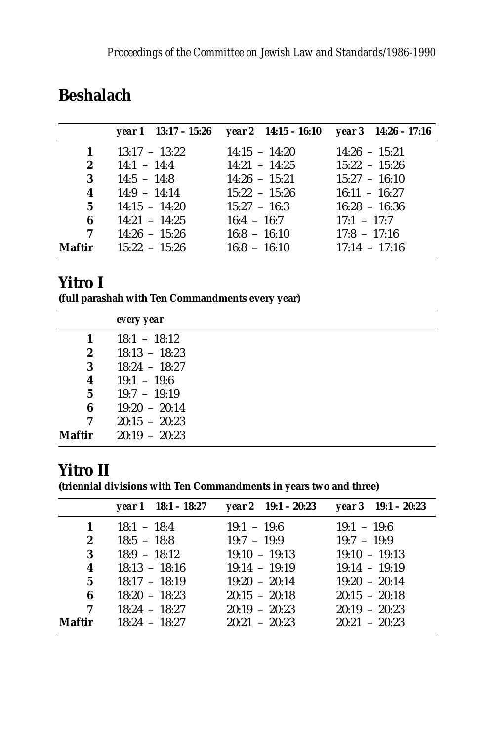## Beshalach

| | *year 1* 13:17 – 15:26 | *year 2* 14:15 – 16:10 | *year 3* 14:26 – 17:16 |
|---|---|---|---|
| **1** | 13:17 – 13:22 | 14:15 – 14:20 | 14:26 – 15:21 |
| **2** | 14:1 – 14:4 | 14:21 – 14:25 | 15:22 – 15:26 |
| **3** | 14:5 – 14:8 | 14:26 – 15:21 | 15:27 – 16:10 |
| **4** | 14:9 – 14:14 | 15:22 – 15:26 | 16:11 – 16:27 |
| **5** | 14:15 – 14:20 | 15:27 – 16:3 | 16:28 – 16:36 |
| **6** | 14:21 – 14:25 | 16:4 – 16:7 | 17:1 – 17:7 |
| **7** | 14:26 – 15:26 | 16:8 – 16:10 | 17:8 – 17:16 |
| **Maftir** | 15:22 – 15:26 | 16:8 – 16:10 | 17:14 – 17:16 |

## Yitro I

**(full parashah with Ten Commandments every year)**

| | *every year* |
|---|---|
| **1** | 18:1 – 18:12 |
| **2** | 18:13 – 18:23 |
| **3** | 18:24 – 18:27 |
| **4** | 19:1 – 19:6 |
| **5** | 19:7 – 19:19 |
| **6** | 19:20 – 20:14 |
| **7** | 20:15 – 20:23 |
| **Maftir** | 20:19 – 20:23 |

## Yitro II

**(triennial divisions with Ten Commandments in years two and three)**

| | *year 1* 18:1 – 18:27 | *year 2* 19:1 – 20:23 | *year 3* 19:1 – 20:23 |
|---|---|---|---|
| **1** | 18:1 – 18:4 | 19:1 – 19:6 | 19:1 – 19:6 |
| **2** | 18:5 – 18:8 | 19:7 – 19:9 | 19:7 – 19:9 |
| **3** | 18:9 – 18:12 | 19:10 – 19:13 | 19:10 – 19:13 |
| **4** | 18:13 – 18:16 | 19:14 – 19:19 | 19:14 – 19:19 |
| **5** | 18:17 – 18:19 | 19:20 – 20:14 | 19:20 – 20:14 |
| **6** | 18:20 – 18:23 | 20:15 – 20:18 | 20:15 – 20:18 |
| **7** | 18:24 – 18:27 | 20:19 – 20:23 | 20:19 – 20:23 |
| **Maftir** | 18:24 – 18:27 | 20:21 – 20:23 | 20:21 – 20:23 |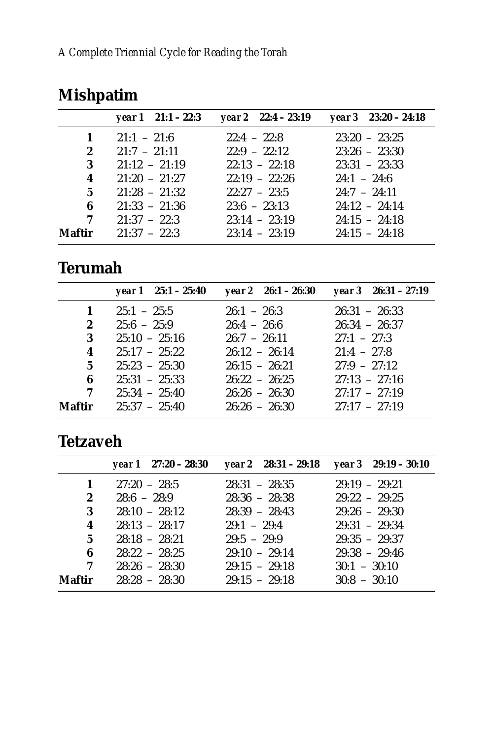## Mishpatim

| | *year 1 21:1 – 22:3* | *year 2 22:4 – 23:19* | *year 3 23:20 – 24:18* |
|---|---|---|---|
| **1** | 21:1 – 21:6 | 22:4 – 22:8 | 23:20 – 23:25 |
| **2** | 21:7 – 21:11 | 22:9 – 22:12 | 23:26 – 23:30 |
| **3** | 21:12 – 21:19 | 22:13 – 22:18 | 23:31 – 23:33 |
| **4** | 21:20 – 21:27 | 22:19 – 22:26 | 24:1 – 24:6 |
| **5** | 21:28 – 21:32 | 22:27 – 23:5 | 24:7 – 24:11 |
| **6** | 21:33 – 21:36 | 23:6 – 23:13 | 24:12 – 24:14 |
| **7** | 21:37 – 22:3 | 23:14 – 23:19 | 24:15 – 24:18 |
| **Maftir** | 21:37 – 22:3 | 23:14 – 23:19 | 24:15 – 24:18 |

## Terumah

| | *year 1 25:1 – 25:40* | *year 2 26:1 – 26:30* | *year 3 26:31 – 27:19* |
|---|---|---|---|
| **1** | 25:1 – 25:5 | 26:1 – 26:3 | 26:31 – 26:33 |
| **2** | 25:6 – 25:9 | 26:4 – 26:6 | 26:34 – 26:37 |
| **3** | 25:10 – 25:16 | 26:7 – 26:11 | 27:1 – 27:3 |
| **4** | 25:17 – 25:22 | 26:12 – 26:14 | 21:4 – 27:8 |
| **5** | 25:23 – 25:30 | 26:15 – 26:21 | 27:9 – 27:12 |
| **6** | 25:31 – 25:33 | 26:22 – 26:25 | 27:13 – 27:16 |
| **7** | 25:34 – 25:40 | 26:26 – 26:30 | 27:17 – 27:19 |
| **Maftir** | 25:37 – 25:40 | 26:26 – 26:30 | 27:17 – 27:19 |

## Tetzaveh

| | *year 1 27:20 – 28:30* | *year 2 28:31 – 29:18* | *year 3 29:19 – 30:10* |
|---|---|---|---|
| **1** | 27:20 – 28:5 | 28:31 – 28:35 | 29:19 – 29:21 |
| **2** | 28:6 – 28:9 | 28:36 – 28:38 | 29:22 – 29:25 |
| **3** | 28:10 – 28:12 | 28:39 – 28:43 | 29:26 – 29:30 |
| **4** | 28:13 – 28:17 | 29:1 – 29:4 | 29:31 – 29:34 |
| **5** | 28:18 – 28:21 | 29:5 – 29:9 | 29:35 – 29:37 |
| **6** | 28:22 – 28:25 | 29:10 – 29:14 | 29:38 – 29:46 |
| **7** | 28:26 – 28:30 | 29:15 – 29:18 | 30:1 – 30:10 |
| **Maftir** | 28:28 – 28:30 | 29:15 – 29:18 | 30:8 – 30:10 |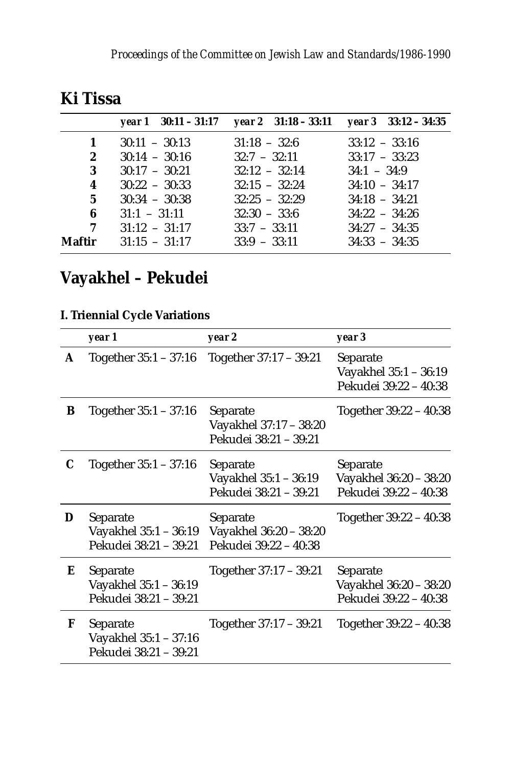## Ki Tissa

| | *year 1* **30:11 – 31:17** | *year 2* **31:18 – 33:11** | *year 3* **33:12 – 34:35** |
|---|---|---|---|
| **1** | 30:11 – 30:13 | 31:18 – 32:6 | 33:12 – 33:16 |
| **2** | 30:14 – 30:16 | 32:7 – 32:11 | 33:17 – 33:23 |
| **3** | 30:17 – 30:21 | 32:12 – 32:14 | 34:1 – 34:9 |
| **4** | 30:22 – 30:33 | 32:15 – 32:24 | 34:10 – 34:17 |
| **5** | 30:34 – 30:38 | 32:25 – 32:29 | 34:18 – 34:21 |
| **6** | 31:1 – 31:11 | 32:30 – 33:6 | 34:22 – 34:26 |
| **7** | 31:12 – 31:17 | 33:7 – 33:11 | 34:27 – 34:35 |
| **Maftir** | 31:15 – 31:17 | 33:9 – 33:11 | 34:33 – 34:35 |

## Vayakhel – Pekudei

### I. Triennial Cycle Variations

| | *year 1* | *year 2* | *year 3* |
|---|---|---|---|
| **A** | Together 35:1 – 37:16 | Together 37:17 – 39:21 | Separate<br>Vayakhel 35:1 – 36:19<br>Pekudei 39:22 – 40:38 |
| **B** | Together 35:1 – 37:16 | Separate<br>Vayakhel 37:17 – 38:20<br>Pekudei 38:21 – 39:21 | Together 39:22 – 40:38 |
| **C** | Together 35:1 – 37:16 | Separate<br>Vayakhel 35:1 – 36:19<br>Pekudei 38:21 – 39:21 | Separate<br>Vayakhel 36:20 – 38:20<br>Pekudei 39:22 – 40:38 |
| **D** | Separate<br>Vayakhel 35:1 – 36:19<br>Pekudei 38:21 – 39:21 | Separate<br>Vayakhel 36:20 – 38:20<br>Pekudei 39:22 – 40:38 | Together 39:22 – 40:38 |
| **E** | Separate<br>Vayakhel 35:1 – 36:19<br>Pekudei 38:21 – 39:21 | Together 37:17 – 39:21 | Separate<br>Vayakhel 36:20 – 38:20<br>Pekudei 39:22 – 40:38 |
| **F** | Separate<br>Vayakhel 35:1 – 37:16<br>Pekudei 38:21 – 39:21 | Together 37:17 – 39:21 | Together 39:22 – 40:38 |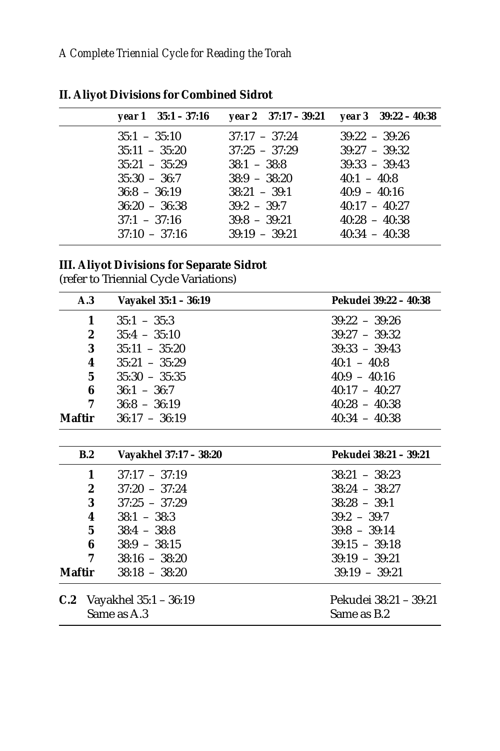## II. Aliyot Divisions for Combined Sidrot

| | *year 1* 35:1 – 37:16 | *year 2* 37:17 – 39:21 | *year 3* 39:22 – 40:38 |
|---|---|---|---|
| | 35:1 – 35:10 | 37:17 – 37:24 | 39:22 – 39:26 |
| | 35:11 – 35:20 | 37:25 – 37:29 | 39:27 – 39:32 |
| | 35:21 – 35:29 | 38:1 – 38:8 | 39:33 – 39:43 |
| | 35:30 – 36:7 | 38:9 – 38:20 | 40:1 – 40:8 |
| | 36:8 – 36:19 | 38:21 – 39:1 | 40:9 – 40:16 |
| | 36:20 – 36:38 | 39:2 – 39:7 | 40:17 – 40:27 |
| | 37:1 – 37:16 | 39:8 – 39:21 | 40:28 – 40:38 |
| | 37:10 – 37:16 | 39:19 – 39:21 | 40:34 – 40:38 |

## III. Aliyot Divisions for Separate Sidrot

(refer to Triennial Cycle Variations)

| **A.3** | **Vayakel 35:1 – 36:19** | **Pekudei 39:22 – 40:38** |
|---|---|---|
| **1** | 35:1 – 35:3 | 39:22 – 39:26 |
| **2** | 35:4 – 35:10 | 39:27 – 39:32 |
| **3** | 35:11 – 35:20 | 39:33 – 39:43 |
| **4** | 35:21 – 35:29 | 40:1 – 40:8 |
| **5** | 35:30 – 35:35 | 40:9 – 40:16 |
| **6** | 36:1 – 36:7 | 40:17 – 40:27 |
| **7** | 36:8 – 36:19 | 40:28 – 40:38 |
| **Maftir** | 36:17 – 36:19 | 40:34 – 40:38 |

| **B.2** | **Vayakhel 37:17 – 38:20** | **Pekudei 38:21 – 39:21** |
|---|---|---|
| **1** | 37:17 – 37:19 | 38:21 – 38:23 |
| **2** | 37:20 – 37:24 | 38:24 – 38:27 |
| **3** | 37:25 – 37:29 | 38:28 – 39:1 |
| **4** | 38:1 – 38:3 | 39:2 – 39:7 |
| **5** | 38:4 – 38:8 | 39:8 – 39:14 |
| **6** | 38:9 – 38:15 | 39:15 – 39:18 |
| **7** | 38:16 – 38:20 | 39:19 – 39:21 |
| **Maftir** | 38:18 – 38:20 | 39:19 – 39:21 |

| **C.2** | Vayakhel 35:1 – 36:19 | Pekudei 38:21 – 39:21 |
|---|---|---|
| | Same as A.3 | Same as B.2 |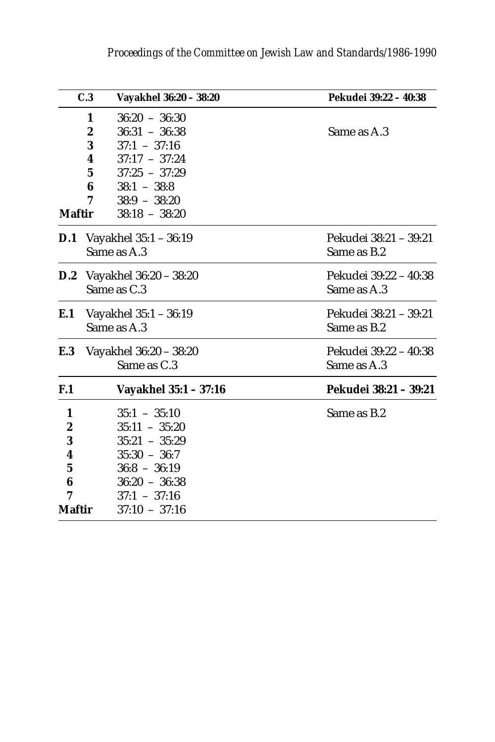| C.3 | Vayakhel 36:20 – 38:20 | Pekudei 39:22 – 40:38 |
|---|---|---|
| 1 | 36:20 – 36:30 | |
| 2 | 36:31 – 36:38 | Same as A.3 |
| 3 | 37:1 – 37:16 | |
| 4 | 37:17 – 37:24 | |
| 5 | 37:25 – 37:29 | |
| 6 | 38:1 – 38:8 | |
| 7 | 38:9 – 38:20 | |
| Maftir | 38:18 – 38:20 | |
| **D.1** | Vayakhel 35:1 – 36:19<br>Same as A.3 | Pekudei 38:21 – 39:21<br>Same as B.2 |
| **D.2** | Vayakhel 36:20 – 38:20<br>Same as C.3 | Pekudei 39:22 – 40:38<br>Same as A.3 |
| **E.1** | Vayakhel 35:1 – 36:19<br>Same as A.3 | Pekudei 38:21 – 39:21<br>Same as B.2 |
| **E.3** | Vayakhel 36:20 – 38:20<br>Same as C.3 | Pekudei 39:22 – 40:38<br>Same as A.3 |

| F.1 | Vayakhel 35:1 – 37:16 | Pekudei 38:21 – 39:21 |
|---|---|---|
| 1 | 35:1 – 35:10 | Same as B.2 |
| 2 | 35:11 – 35:20 | |
| 3 | 35:21 – 35:29 | |
| 4 | 35:30 – 36:7 | |
| 5 | 36:8 – 36:19 | |
| 6 | 36:20 – 36:38 | |
| 7 | 37:1 – 37:16 | |
| Maftir | 37:10 – 37:16 | |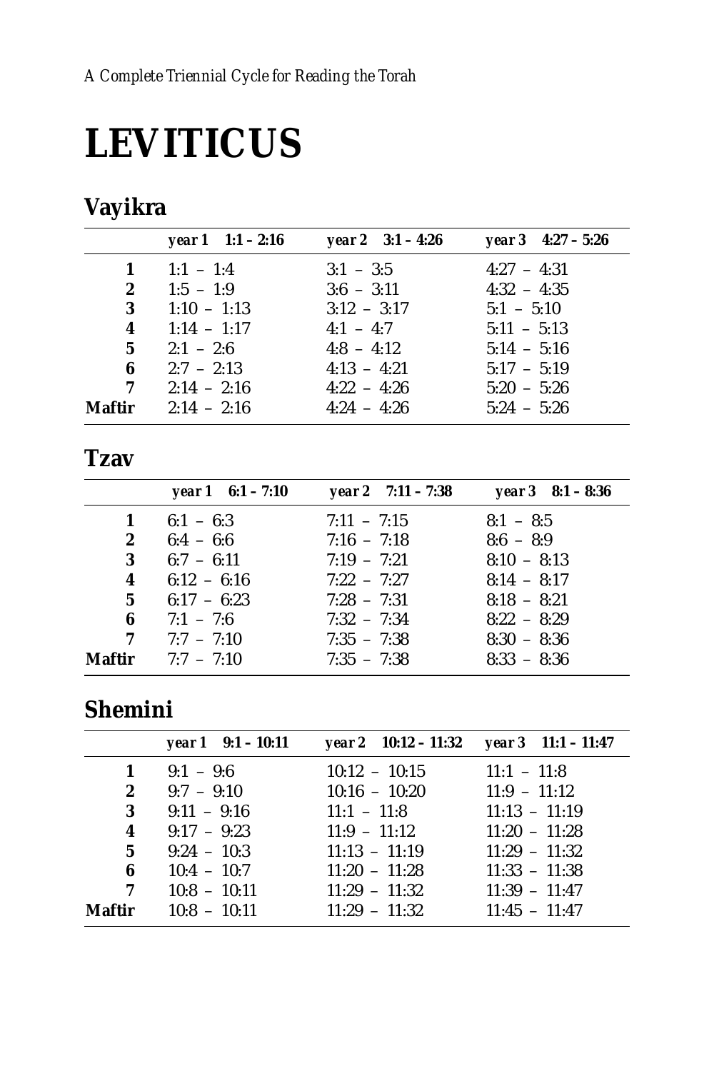# LEVITICUS

## Vayikra

| | *year 1 1:1 – 2:16* | *year 2 3:1 – 4:26* | *year 3 4:27 – 5:26* |
|---|---|---|---|
| **1** | 1:1 – 1:4 | 3:1 – 3:5 | 4:27 – 4:31 |
| **2** | 1:5 – 1:9 | 3:6 – 3:11 | 4:32 – 4:35 |
| **3** | 1:10 – 1:13 | 3:12 – 3:17 | 5:1 – 5:10 |
| **4** | 1:14 – 1:17 | 4:1 – 4:7 | 5:11 – 5:13 |
| **5** | 2:1 – 2:6 | 4:8 – 4:12 | 5:14 – 5:16 |
| **6** | 2:7 – 2:13 | 4:13 – 4:21 | 5:17 – 5:19 |
| **7** | 2:14 – 2:16 | 4:22 – 4:26 | 5:20 – 5:26 |
| **Maftir** | 2:14 – 2:16 | 4:24 – 4:26 | 5:24 – 5:26 |

## Tzav

| | *year 1 6:1 – 7:10* | *year 2 7:11 – 7:38* | *year 3 8:1 – 8:36* |
|---|---|---|---|
| **1** | 6:1 – 6:3 | 7:11 – 7:15 | 8:1 – 8:5 |
| **2** | 6:4 – 6:6 | 7:16 – 7:18 | 8:6 – 8:9 |
| **3** | 6:7 – 6:11 | 7:19 – 7:21 | 8:10 – 8:13 |
| **4** | 6:12 – 6:16 | 7:22 – 7:27 | 8:14 – 8:17 |
| **5** | 6:17 – 6:23 | 7:28 – 7:31 | 8:18 – 8:21 |
| **6** | 7:1 – 7:6 | 7:32 – 7:34 | 8:22 – 8:29 |
| **7** | 7:7 – 7:10 | 7:35 – 7:38 | 8:30 – 8:36 |
| **Maftir** | 7:7 – 7:10 | 7:35 – 7:38 | 8:33 – 8:36 |

## Shemini

| | *year 1 9:1 – 10:11* | *year 2 10:12 – 11:32* | *year 3 11:1 – 11:47* |
|---|---|---|---|
| **1** | 9:1 – 9:6 | 10:12 – 10:15 | 11:1 – 11:8 |
| **2** | 9:7 – 9:10 | 10:16 – 10:20 | 11:9 – 11:12 |
| **3** | 9:11 – 9:16 | 11:1 – 11:8 | 11:13 – 11:19 |
| **4** | 9:17 – 9:23 | 11:9 – 11:12 | 11:20 – 11:28 |
| **5** | 9:24 – 10:3 | 11:13 – 11:19 | 11:29 – 11:32 |
| **6** | 10:4 – 10:7 | 11:20 – 11:28 | 11:33 – 11:38 |
| **7** | 10:8 – 10:11 | 11:29 – 11:32 | 11:39 – 11:47 |
| **Maftir** | 10:8 – 10:11 | 11:29 – 11:32 | 11:45 – 11:47 |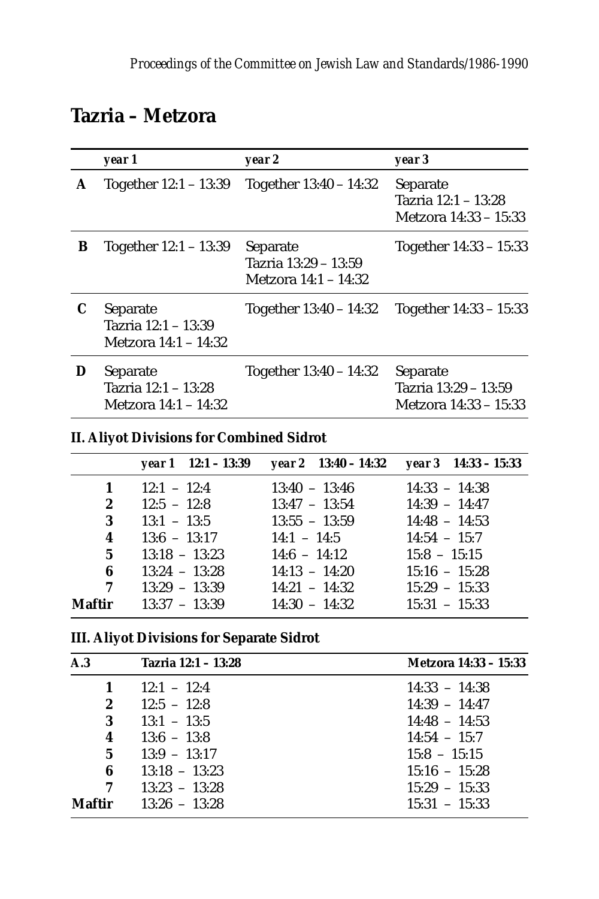## Tazria – Metzora

| | year 1 | year 2 | year 3 |
|---|---|---|---|
| **A** | Together 12:1 – 13:39 | Together 13:40 – 14:32 | Separate<br>Tazria 12:1 – 13:28<br>Metzora 14:33 – 15:33 |
| **B** | Together 12:1 – 13:39 | Separate<br>Tazria 13:29 – 13:59<br>Metzora 14:1 – 14:32 | Together 14:33 – 15:33 |
| **C** | Separate<br>Tazria 12:1 – 13:39<br>Metzora 14:1 – 14:32 | Together 13:40 – 14:32 | Together 14:33 – 15:33 |
| **D** | Separate<br>Tazria 12:1 – 13:28<br>Metzora 14:1 – 14:32 | Together 13:40 – 14:32 | Separate<br>Tazria 13:29 – 13:59<br>Metzora 14:33 – 15:33 |

### II. Aliyot Divisions for Combined Sidrot

| | *year 1* 12:1 – 13:39 | *year 2* 13:40 – 14:32 | *year 3* 14:33 – 15:33 |
|---|---|---|---|
| **1** | 12:1 – 12:4 | 13:40 – 13:46 | 14:33 – 14:38 |
| **2** | 12:5 – 12:8 | 13:47 – 13:54 | 14:39 – 14:47 |
| **3** | 13:1 – 13:5 | 13:55 – 13:59 | 14:48 – 14:53 |
| **4** | 13:6 – 13:17 | 14:1 – 14:5 | 14:54 – 15:7 |
| **5** | 13:18 – 13:23 | 14:6 – 14:12 | 15:8 – 15:15 |
| **6** | 13:24 – 13:28 | 14:13 – 14:20 | 15:16 – 15:28 |
| **7** | 13:29 – 13:39 | 14:21 – 14:32 | 15:29 – 15:33 |
| **Maftir** | 13:37 – 13:39 | 14:30 – 14:32 | 15:31 – 15:33 |

### III. Aliyot Divisions for Separate Sidrot

| A.3 | Tazria 12:1 – 13:28 | Metzora 14:33 – 15:33 |
|---|---|---|
| **1** | 12:1 – 12:4 | 14:33 – 14:38 |
| **2** | 12:5 – 12:8 | 14:39 – 14:47 |
| **3** | 13:1 – 13:5 | 14:48 – 14:53 |
| **4** | 13:6 – 13:8 | 14:54 – 15:7 |
| **5** | 13:9 – 13:17 | 15:8 – 15:15 |
| **6** | 13:18 – 13:23 | 15:16 – 15:28 |
| **7** | 13:23 – 13:28 | 15:29 – 15:33 |
| **Maftir** | 13:26 – 13:28 | 15:31 – 15:33 |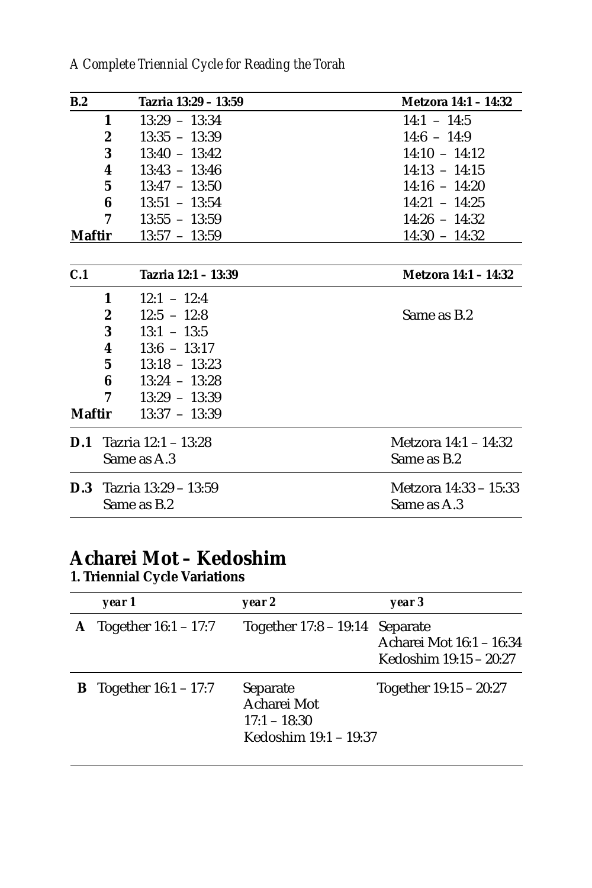| B.2 | Tazria 13:29 – 13:59 | Metzora 14:1 – 14:32 |
|---|---|---|
| 1 | 13:29 – 13:34 | 14:1 – 14:5 |
| 2 | 13:35 – 13:39 | 14:6 – 14:9 |
| 3 | 13:40 – 13:42 | 14:10 – 14:12 |
| 4 | 13:43 – 13:46 | 14:13 – 14:15 |
| 5 | 13:47 – 13:50 | 14:16 – 14:20 |
| 6 | 13:51 – 13:54 | 14:21 – 14:25 |
| 7 | 13:55 – 13:59 | 14:26 – 14:32 |
| Maftir | 13:57 – 13:59 | 14:30 – 14:32 |

| C.1 | Tazria 12:1 – 13:39 | Metzora 14:1 – 14:32 |
|---|---|---|
| 1 | 12:1 – 12:4 | |
| 2 | 12:5 – 12:8 | Same as B.2 |
| 3 | 13:1 – 13:5 | |
| 4 | 13:6 – 13:17 | |
| 5 | 13:18 – 13:23 | |
| 6 | 13:24 – 13:28 | |
| 7 | 13:29 – 13:39 | |
| Maftir | 13:37 – 13:39 | |

| | | |
|---|---|---|
| **D.1** | Tazria 12:1 – 13:28<br>Same as A.3 | Metzora 14:1 – 14:32<br>Same as B.2 |
| **D.3** | Tazria 13:29 – 13:59<br>Same as B.2 | Metzora 14:33 – 15:33<br>Same as A.3 |

# Acharei Mot – Kedoshim

### 1. Triennial Cycle Variations

| | *year 1* | *year 2* | *year 3* |
|---|---|---|---|
| **A** | Together 16:1 – 17:7 | Together 17:8 – 19:14 | Separate<br>Acharei Mot 16:1 – 16:34<br>Kedoshim 19:15 – 20:27 |
| **B** | Together 16:1 – 17:7 | Separate<br>Acharei Mot 17:1 – 18:30<br>Kedoshim 19:1 – 19:37 | Together 19:15 – 20:27 |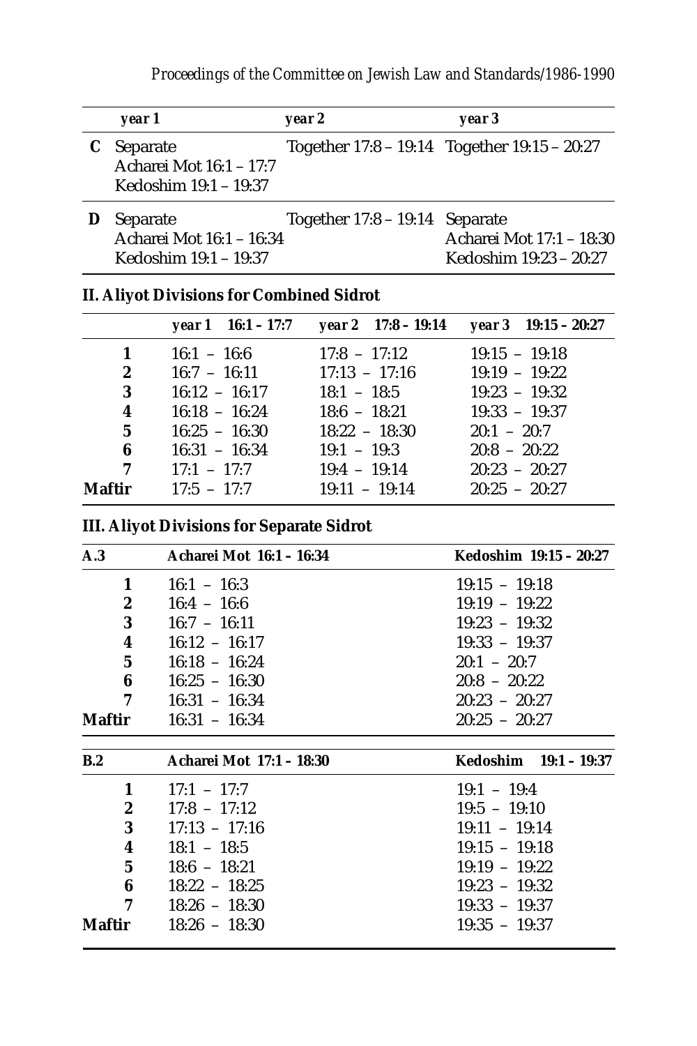| | year 1 | year 2 | year 3 |
|---|---|---|---|
| **C** | Separate<br>Acharei Mot 16:1 – 17:7<br>Kedoshim 19:1 – 19:37 | Together 17:8 – 19:14 | Together 19:15 – 20:27 |
| **D** | Separate<br>Acharei Mot 16:1 – 16:34<br>Kedoshim 19:1 – 19:37 | Together 17:8 – 19:14 | Separate<br>Acharei Mot 17:1 – 18:30<br>Kedoshim 19:23 – 20:27 |

## II. Aliyot Divisions for Combined Sidrot

| | year 1 16:1 – 17:7 | year 2 17:8 – 19:14 | year 3 19:15 – 20:27 |
|---|---|---|---|
| **1** | 16:1 – 16:6 | 17:8 – 17:12 | 19:15 – 19:18 |
| **2** | 16:7 – 16:11 | 17:13 – 17:16 | 19:19 – 19:22 |
| **3** | 16:12 – 16:17 | 18:1 – 18:5 | 19:23 – 19:32 |
| **4** | 16:18 – 16:24 | 18:6 – 18:21 | 19:33 – 19:37 |
| **5** | 16:25 – 16:30 | 18:22 – 18:30 | 20:1 – 20:7 |
| **6** | 16:31 – 16:34 | 19:1 – 19:3 | 20:8 – 20:22 |
| **7** | 17:1 – 17:7 | 19:4 – 19:14 | 20:23 – 20:27 |
| **Maftir** | 17:5 – 17:7 | 19:11 – 19:14 | 20:25 – 20:27 |

## III. Aliyot Divisions for Separate Sidrot

| A.3 | Acharei Mot 16:1 – 16:34 | Kedoshim 19:15 – 20:27 |
|---|---|---|
| **1** | 16:1 – 16:3 | 19:15 – 19:18 |
| **2** | 16:4 – 16:6 | 19:19 – 19:22 |
| **3** | 16:7 – 16:11 | 19:23 – 19:32 |
| **4** | 16:12 – 16:17 | 19:33 – 19:37 |
| **5** | 16:18 – 16:24 | 20:1 – 20:7 |
| **6** | 16:25 – 16:30 | 20:8 – 20:22 |
| **7** | 16:31 – 16:34 | 20:23 – 20:27 |
| **Maftir** | 16:31 – 16:34 | 20:25 – 20:27 |

| B.2 | Acharei Mot 17:1 – 18:30 | Kedoshim 19:1 – 19:37 |
|---|---|---|
| **1** | 17:1 – 17:7 | 19:1 – 19:4 |
| **2** | 17:8 – 17:12 | 19:5 – 19:10 |
| **3** | 17:13 – 17:16 | 19:11 – 19:14 |
| **4** | 18:1 – 18:5 | 19:15 – 19:18 |
| **5** | 18:6 – 18:21 | 19:19 – 19:22 |
| **6** | 18:22 – 18:25 | 19:23 – 19:32 |
| **7** | 18:26 – 18:30 | 19:33 – 19:37 |
| **Maftir** | 18:26 – 18:30 | 19:35 – 19:37 |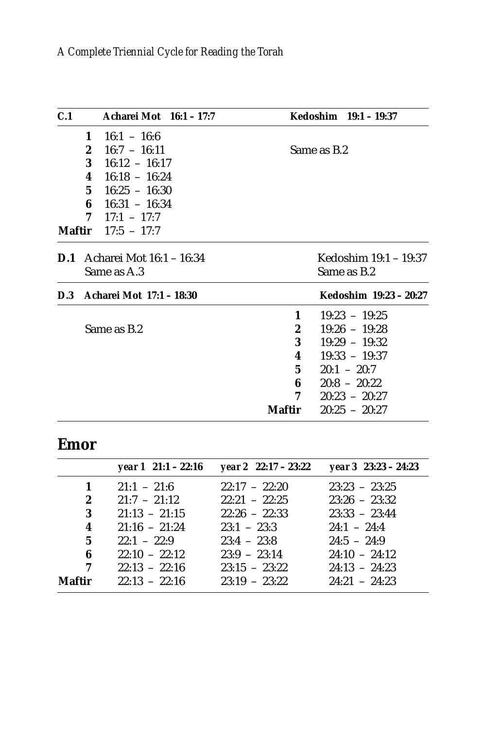| C.1 | Acharei Mot 16:1 – 17:7 | Kedoshim 19:1 – 19:37 |
|---|---|---|
| 1 | 16:1 – 16:6 | |
| 2 | 16:7 – 16:11 | Same as B.2 |
| 3 | 16:12 – 16:17 | |
| 4 | 16:18 – 16:24 | |
| 5 | 16:25 – 16:30 | |
| 6 | 16:31 – 16:34 | |
| 7 | 17:1 – 17:7 | |
| **Maftir** | 17:5 – 17:7 | |

| D.1 | Acharei Mot 16:1 – 16:34 | Kedoshim 19:1 – 19:37 |
|---|---|---|
| | Same as A.3 | Same as B.2 |

| D.3 | Acharei Mot 17:1 – 18:30 | | Kedoshim 19:23 – 20:27 |
|---|---|---|---|
| | | 1 | 19:23 – 19:25 |
| | Same as B.2 | 2 | 19:26 – 19:28 |
| | | 3 | 19:29 – 19:32 |
| | | 4 | 19:33 – 19:37 |
| | | 5 | 20:1 – 20:7 |
| | | 6 | 20:8 – 20:22 |
| | | 7 | 20:23 – 20:27 |
| | | **Maftir** | 20:25 – 20:27 |

## Emor

| | *year 1* 21:1 – 22:16 | *year 2* 22:17 – 23:22 | *year 3* 23:23 – 24:23 |
|---|---|---|---|
| **1** | 21:1 – 21:6 | 22:17 – 22:20 | 23:23 – 23:25 |
| **2** | 21:7 – 21:12 | 22:21 – 22:25 | 23:26 – 23:32 |
| **3** | 21:13 – 21:15 | 22:26 – 22:33 | 23:33 – 23:44 |
| **4** | 21:16 – 21:24 | 23:1 – 23:3 | 24:1 – 24:4 |
| **5** | 22:1 – 22:9 | 23:4 – 23:8 | 24:5 – 24:9 |
| **6** | 22:10 – 22:12 | 23:9 – 23:14 | 24:10 – 24:12 |
| **7** | 22:13 – 22:16 | 23:15 – 23:22 | 24:13 – 24:23 |
| **Maftir** | 22:13 – 22:16 | 23:19 – 23:22 | 24:21 – 24:23 |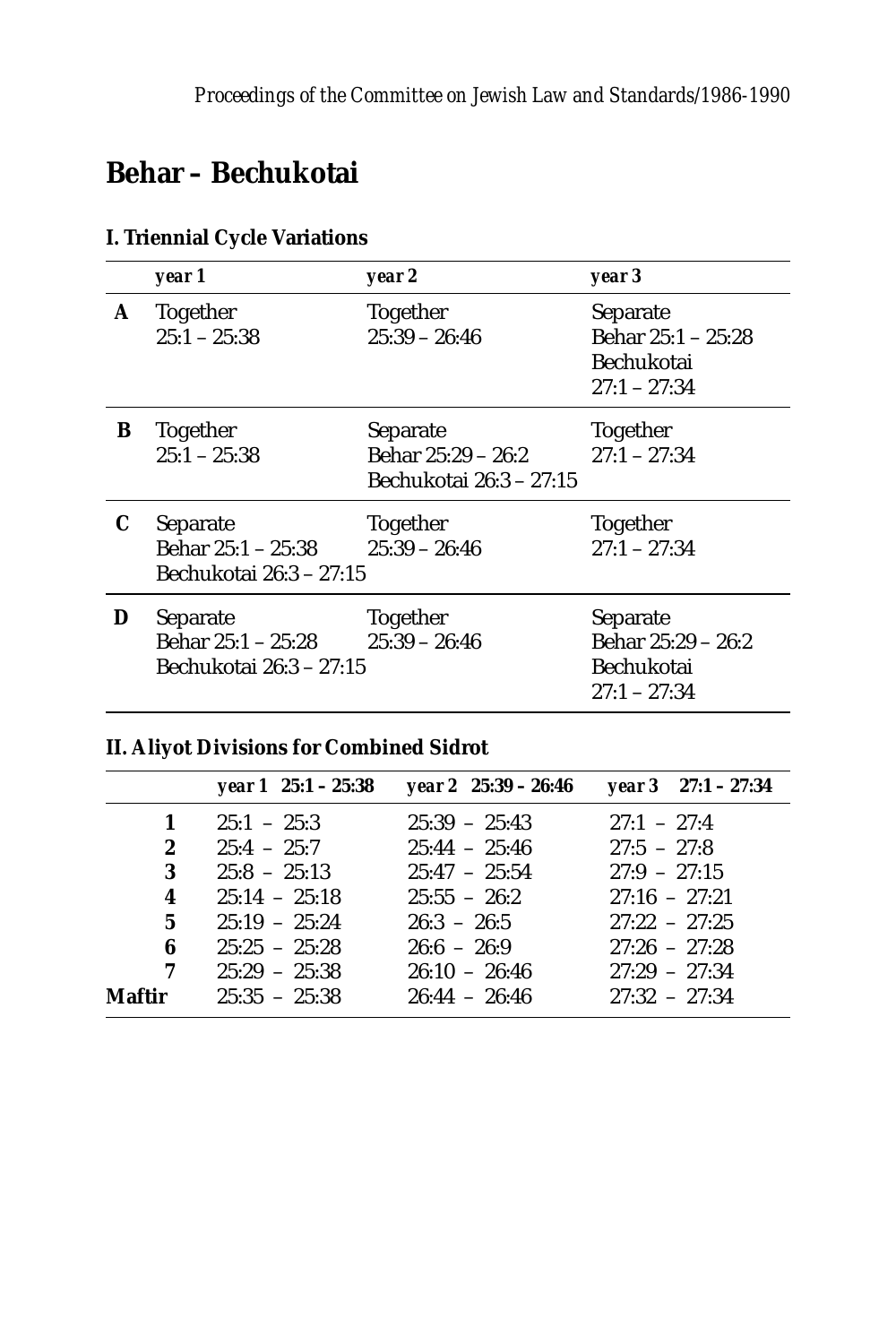# Behar – Bechukotai

## I. Triennial Cycle Variations

| | *year 1* | *year 2* | *year 3* |
|---|---|---|---|
| **A** | Together<br>25:1 – 25:38 | Together<br>25:39 – 26:46 | Separate<br>Behar 25:1 – 25:28<br>Bechukotai<br>27:1 – 27:34 |
| **B** | Together<br>25:1 – 25:38 | Separate<br>Behar 25:29 – 26:2<br>Bechukotai 26:3 – 27:15 | Together<br>27:1 – 27:34 |
| **C** | Separate<br>Behar 25:1 – 25:38<br>Bechukotai 26:3 – 27:15 | Together<br>25:39 – 26:46 | Together<br>27:1 – 27:34 |
| **D** | Separate<br>Behar 25:1 – 25:28<br>Bechukotai 26:3 – 27:15 | Together<br>25:39 – 26:46 | Separate<br>Behar 25:29 – 26:2<br>Bechukotai<br>27:1 – 27:34 |

## II. Aliyot Divisions for Combined Sidrot

| | *year 1 25:1 – 25:38* | *year 2 25:39 – 26:46* | *year 3 27:1 – 27:34* |
|---|---|---|---|
| **1** | 25:1 – 25:3 | 25:39 – 25:43 | 27:1 – 27:4 |
| **2** | 25:4 – 25:7 | 25:44 – 25:46 | 27:5 – 27:8 |
| **3** | 25:8 – 25:13 | 25:47 – 25:54 | 27:9 – 27:15 |
| **4** | 25:14 – 25:18 | 25:55 – 26:2 | 27:16 – 27:21 |
| **5** | 25:19 – 25:24 | 26:3 – 26:5 | 27:22 – 27:25 |
| **6** | 25:25 – 25:28 | 26:6 – 26:9 | 27:26 – 27:28 |
| **7** | 25:29 – 25:38 | 26:10 – 26:46 | 27:29 – 27:34 |
| **Maftir** | 25:35 – 25:38 | 26:44 – 26:46 | 27:32 – 27:34 |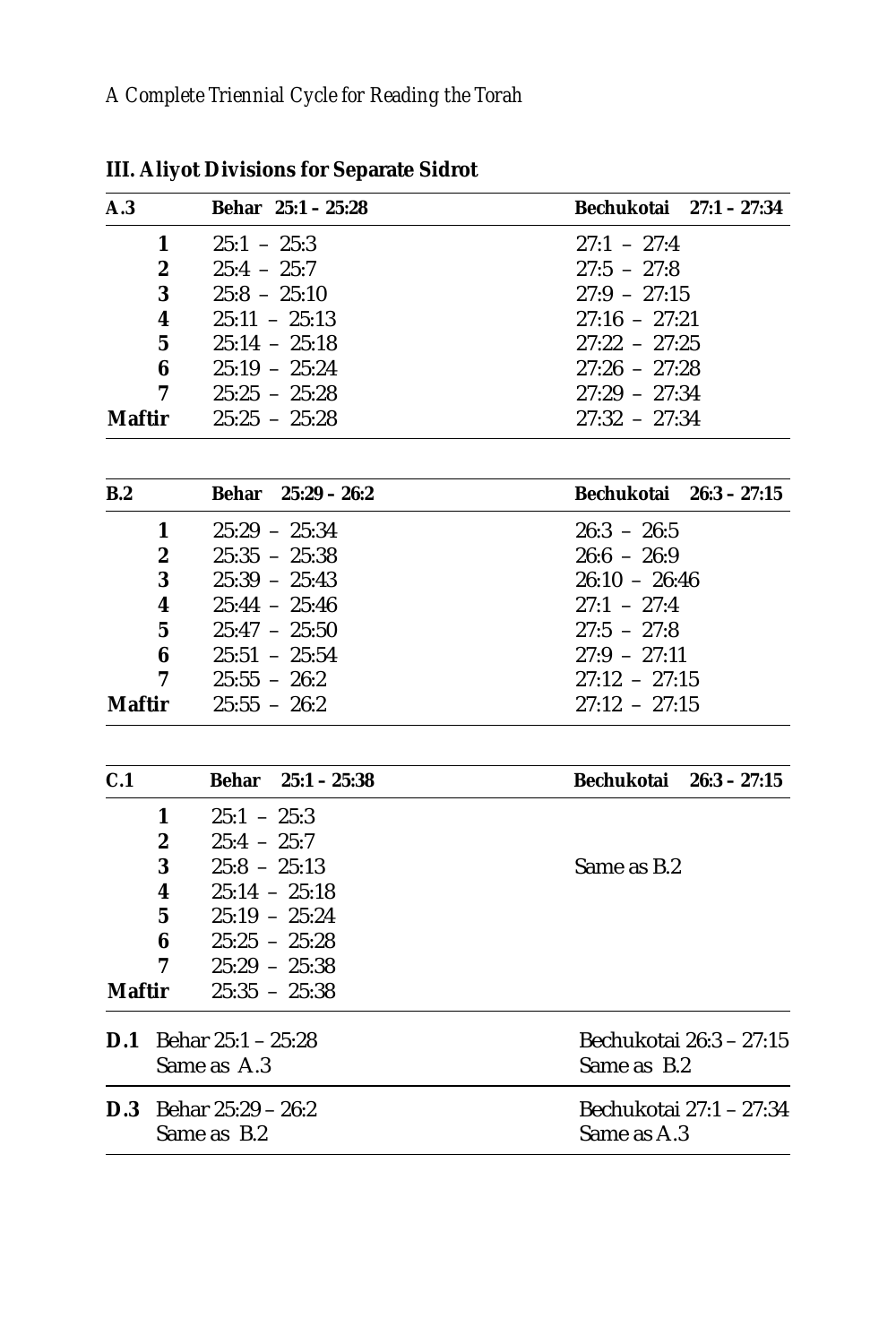## III. Aliyot Divisions for Separate Sidrot

| A.3 | Behar 25:1 – 25:28 | Bechukotai 27:1 – 27:34 |
|---|---|---|
| 1 | 25:1 – 25:3 | 27:1 – 27:4 |
| 2 | 25:4 – 25:7 | 27:5 – 27:8 |
| 3 | 25:8 – 25:10 | 27:9 – 27:15 |
| 4 | 25:11 – 25:13 | 27:16 – 27:21 |
| 5 | 25:14 – 25:18 | 27:22 – 27:25 |
| 6 | 25:19 – 25:24 | 27:26 – 27:28 |
| 7 | 25:25 – 25:28 | 27:29 – 27:34 |
| Maftir | 25:25 – 25:28 | 27:32 – 27:34 |

| B.2 | Behar 25:29 – 26:2 | Bechukotai 26:3 – 27:15 |
|---|---|---|
| 1 | 25:29 – 25:34 | 26:3 – 26:5 |
| 2 | 25:35 – 25:38 | 26:6 – 26:9 |
| 3 | 25:39 – 25:43 | 26:10 – 26:46 |
| 4 | 25:44 – 25:46 | 27:1 – 27:4 |
| 5 | 25:47 – 25:50 | 27:5 – 27:8 |
| 6 | 25:51 – 25:54 | 27:9 – 27:11 |
| 7 | 25:55 – 26:2 | 27:12 – 27:15 |
| Maftir | 25:55 – 26:2 | 27:12 – 27:15 |

| C.1 | Behar 25:1 – 25:38 | Bechukotai 26:3 – 27:15 |
|---|---|---|
| 1 | 25:1 – 25:3 | |
| 2 | 25:4 – 25:7 | |
| 3 | 25:8 – 25:13 | Same as B.2 |
| 4 | 25:14 – 25:18 | |
| 5 | 25:19 – 25:24 | |
| 6 | 25:25 – 25:28 | |
| 7 | 25:29 – 25:38 | |
| Maftir | 25:35 – 25:38 | |

| | | |
|---|---|---|
| **D.1** | Behar 25:1 – 25:28<br>Same as A.3 | Bechukotai 26:3 – 27:15<br>Same as B.2 |
| **D.3** | Behar 25:29 – 26:2<br>Same as B.2 | Bechukotai 27:1 – 27:34<br>Same as A.3 |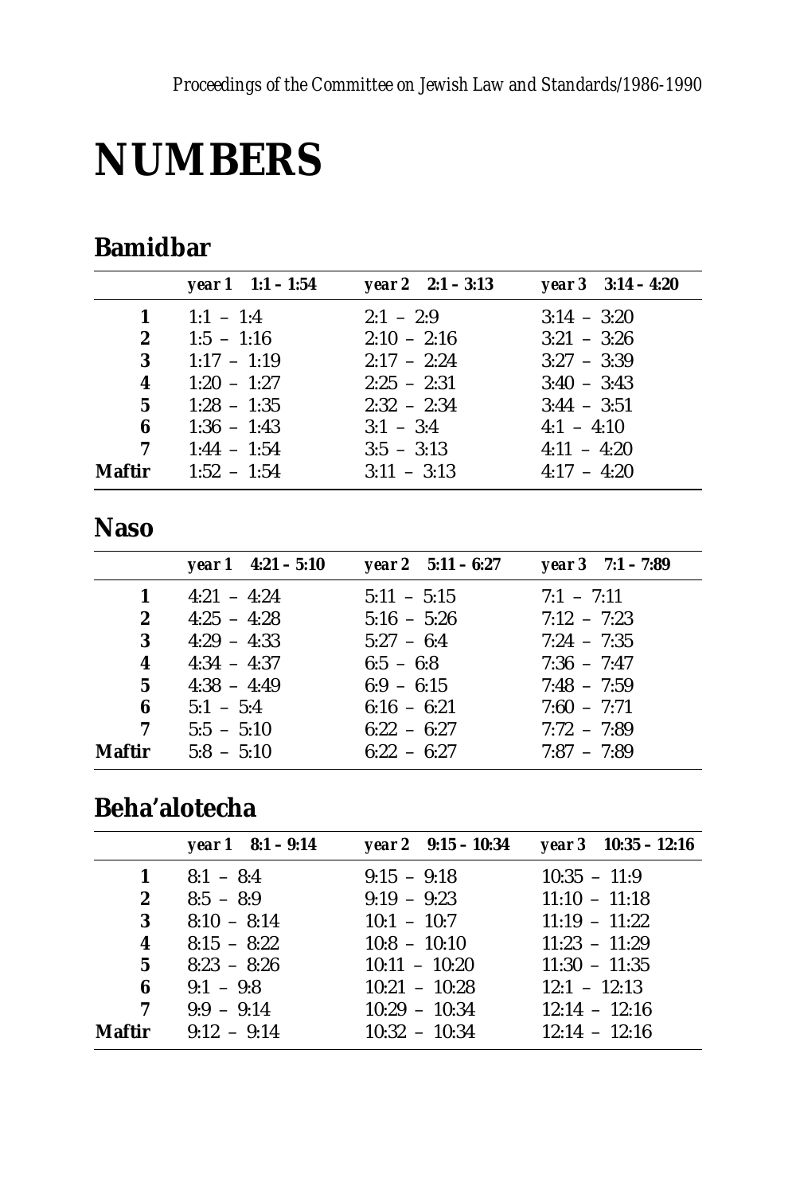# NUMBERS

## Bamidbar

| | year 1 1:1 – 1:54 | year 2 2:1 – 3:13 | year 3 3:14 – 4:20 |
|---|---|---|---|
| **1** | 1:1 – 1:4 | 2:1 – 2:9 | 3:14 – 3:20 |
| **2** | 1:5 – 1:16 | 2:10 – 2:16 | 3:21 – 3:26 |
| **3** | 1:17 – 1:19 | 2:17 – 2:24 | 3:27 – 3:39 |
| **4** | 1:20 – 1:27 | 2:25 – 2:31 | 3:40 – 3:43 |
| **5** | 1:28 – 1:35 | 2:32 – 2:34 | 3:44 – 3:51 |
| **6** | 1:36 – 1:43 | 3:1 – 3:4 | 4:1 – 4:10 |
| **7** | 1:44 – 1:54 | 3:5 – 3:13 | 4:11 – 4:20 |
| **Maftir** | 1:52 – 1:54 | 3:11 – 3:13 | 4:17 – 4:20 |

## Naso

| | year 1 4:21 – 5:10 | year 2 5:11 – 6:27 | year 3 7:1 – 7:89 |
|---|---|---|---|
| **1** | 4:21 – 4:24 | 5:11 – 5:15 | 7:1 – 7:11 |
| **2** | 4:25 – 4:28 | 5:16 – 5:26 | 7:12 – 7:23 |
| **3** | 4:29 – 4:33 | 5:27 – 6:4 | 7:24 – 7:35 |
| **4** | 4:34 – 4:37 | 6:5 – 6:8 | 7:36 – 7:47 |
| **5** | 4:38 – 4:49 | 6:9 – 6:15 | 7:48 – 7:59 |
| **6** | 5:1 – 5:4 | 6:16 – 6:21 | 7:60 – 7:71 |
| **7** | 5:5 – 5:10 | 6:22 – 6:27 | 7:72 – 7:89 |
| **Maftir** | 5:8 – 5:10 | 6:22 – 6:27 | 7:87 – 7:89 |

## Beha'alotecha

| | year 1 8:1 – 9:14 | year 2 9:15 – 10:34 | year 3 10:35 – 12:16 |
|---|---|---|---|
| **1** | 8:1 – 8:4 | 9:15 – 9:18 | 10:35 – 11:9 |
| **2** | 8:5 – 8:9 | 9:19 – 9:23 | 11:10 – 11:18 |
| **3** | 8:10 – 8:14 | 10:1 – 10:7 | 11:19 – 11:22 |
| **4** | 8:15 – 8:22 | 10:8 – 10:10 | 11:23 – 11:29 |
| **5** | 8:23 – 8:26 | 10:11 – 10:20 | 11:30 – 11:35 |
| **6** | 9:1 – 9:8 | 10:21 – 10:28 | 12:1 – 12:13 |
| **7** | 9:9 – 9:14 | 10:29 – 10:34 | 12:14 – 12:16 |
| **Maftir** | 9:12 – 9:14 | 10:32 – 10:34 | 12:14 – 12:16 |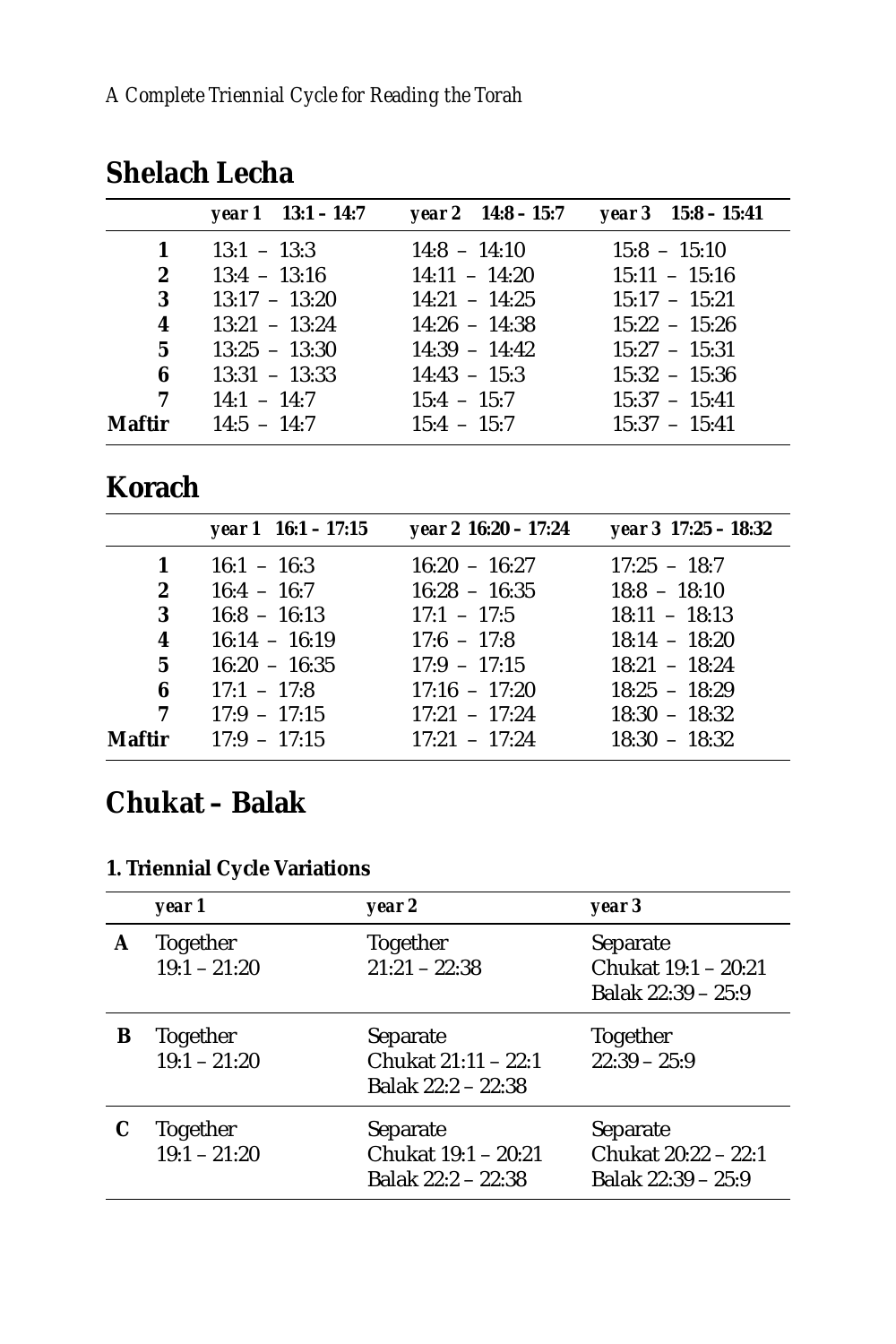## Shelach Lecha

| | *year 1 13:1 – 14:7* | *year 2 14:8 – 15:7* | *year 3 15:8 – 15:41* |
|---|---|---|---|
| **1** | 13:1 – 13:3 | 14:8 – 14:10 | 15:8 – 15:10 |
| **2** | 13:4 – 13:16 | 14:11 – 14:20 | 15:11 – 15:16 |
| **3** | 13:17 – 13:20 | 14:21 – 14:25 | 15:17 – 15:21 |
| **4** | 13:21 – 13:24 | 14:26 – 14:38 | 15:22 – 15:26 |
| **5** | 13:25 – 13:30 | 14:39 – 14:42 | 15:27 – 15:31 |
| **6** | 13:31 – 13:33 | 14:43 – 15:3 | 15:32 – 15:36 |
| **7** | 14:1 – 14:7 | 15:4 – 15:7 | 15:37 – 15:41 |
| **Maftir** | 14:5 – 14:7 | 15:4 – 15:7 | 15:37 – 15:41 |

## Korach

| | *year 1 16:1 – 17:15* | *year 2 16:20 – 17:24* | *year 3 17:25 – 18:32* |
|---|---|---|---|
| **1** | 16:1 – 16:3 | 16:20 – 16:27 | 17:25 – 18:7 |
| **2** | 16:4 – 16:7 | 16:28 – 16:35 | 18:8 – 18:10 |
| **3** | 16:8 – 16:13 | 17:1 – 17:5 | 18:11 – 18:13 |
| **4** | 16:14 – 16:19 | 17:6 – 17:8 | 18:14 – 18:20 |
| **5** | 16:20 – 16:35 | 17:9 – 17:15 | 18:21 – 18:24 |
| **6** | 17:1 – 17:8 | 17:16 – 17:20 | 18:25 – 18:29 |
| **7** | 17:9 – 17:15 | 17:21 – 17:24 | 18:30 – 18:32 |
| **Maftir** | 17:9 – 17:15 | 17:21 – 17:24 | 18:30 – 18:32 |

## Chukat – Balak

### 1. Triennial Cycle Variations

| | *year 1* | *year 2* | *year 3* |
|---|---|---|---|
| **A** | Together<br>19:1 – 21:20 | Together<br>21:21 – 22:38 | Separate<br>Chukat 19:1 – 20:21<br>Balak 22:39 – 25:9 |
| **B** | Together<br>19:1 – 21:20 | Separate<br>Chukat 21:11 – 22:1<br>Balak 22:2 – 22:38 | Together<br>22:39 – 25:9 |
| **C** | Together<br>19:1 – 21:20 | Separate<br>Chukat 19:1 – 20:21<br>Balak 22:2 – 22:38 | Separate<br>Chukat 20:22 – 22:1<br>Balak 22:39 – 25:9 |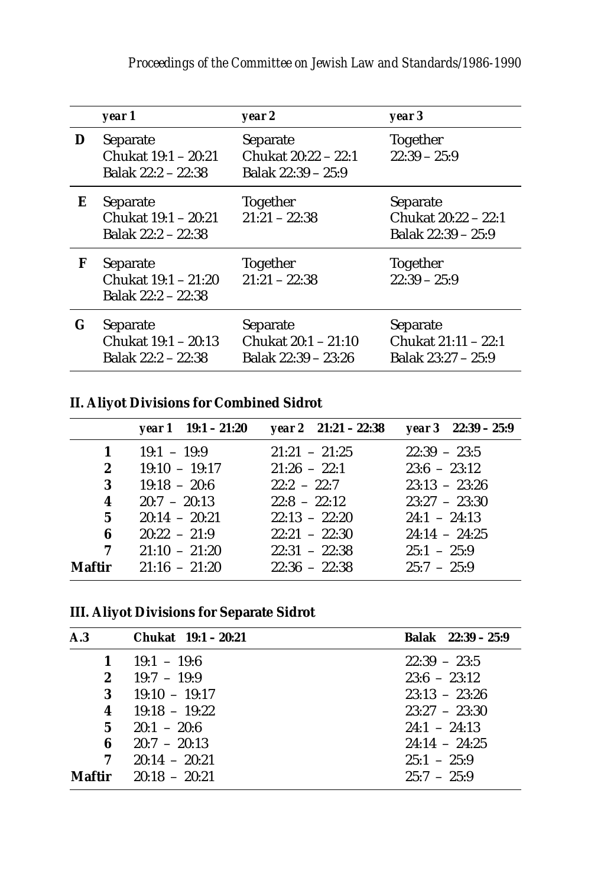| | year 1 | year 2 | year 3 |
|---|---|---|---|
| **D** | Separate<br>Chukat 19:1 – 20:21<br>Balak 22:2 – 22:38 | Separate<br>Chukat 20:22 – 22:1<br>Balak 22:39 – 25:9 | Together<br>22:39 – 25:9 |
| **E** | Separate<br>Chukat 19:1 – 20:21<br>Balak 22:2 – 22:38 | Together<br>21:21 – 22:38 | Separate<br>Chukat 20:22 – 22:1<br>Balak 22:39 – 25:9 |
| **F** | Separate<br>Chukat 19:1 – 21:20<br>Balak 22:2 – 22:38 | Together<br>21:21 – 22:38 | Together<br>22:39 – 25:9 |
| **G** | Separate<br>Chukat 19:1 – 20:13<br>Balak 22:2 – 22:38 | Separate<br>Chukat 20:1 – 21:10<br>Balak 22:39 – 23:26 | Separate<br>Chukat 21:11 – 22:1<br>Balak 23:27 – 25:9 |

## II. Aliyot Divisions for Combined Sidrot

| | year 1 19:1 – 21:20 | year 2 21:21 – 22:38 | year 3 22:39 – 25:9 |
|---|---|---|---|
| **1** | 19:1 – 19:9 | 21:21 – 21:25 | 22:39 – 23:5 |
| **2** | 19:10 – 19:17 | 21:26 – 22:1 | 23:6 – 23:12 |
| **3** | 19:18 – 20:6 | 22:2 – 22:7 | 23:13 – 23:26 |
| **4** | 20:7 – 20:13 | 22:8 – 22:12 | 23:27 – 23:30 |
| **5** | 20:14 – 20:21 | 22:13 – 22:20 | 24:1 – 24:13 |
| **6** | 20:22 – 21:9 | 22:21 – 22:30 | 24:14 – 24:25 |
| **7** | 21:10 – 21:20 | 22:31 – 22:38 | 25:1 – 25:9 |
| **Maftir** | 21:16 – 21:20 | 22:36 – 22:38 | 25:7 – 25:9 |

## III. Aliyot Divisions for Separate Sidrot

| A.3 | Chukat 19:1 – 20:21 | Balak 22:39 – 25:9 |
|---|---|---|
| **1** | 19:1 – 19:6 | 22:39 – 23:5 |
| **2** | 19:7 – 19:9 | 23:6 – 23:12 |
| **3** | 19:10 – 19:17 | 23:13 – 23:26 |
| **4** | 19:18 – 19:22 | 23:27 – 23:30 |
| **5** | 20:1 – 20:6 | 24:1 – 24:13 |
| **6** | 20:7 – 20:13 | 24:14 – 24:25 |
| **7** | 20:14 – 20:21 | 25:1 – 25:9 |
| **Maftir** | 20:18 – 20:21 | 25:7 – 25:9 |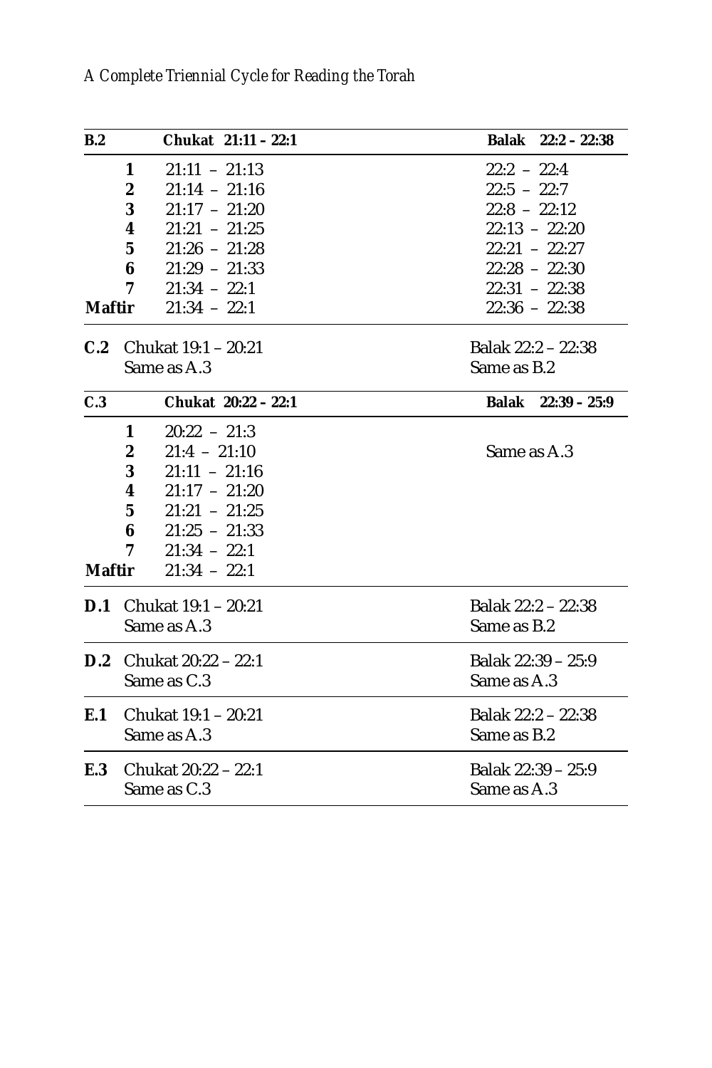| B.2 | Chukat 21:11 – 22:1 | Balak 22:2 – 22:38 |
|---|---|---|
| 1 | 21:11 – 21:13 | 22:2 – 22:4 |
| 2 | 21:14 – 21:16 | 22:5 – 22:7 |
| 3 | 21:17 – 21:20 | 22:8 – 22:12 |
| 4 | 21:21 – 21:25 | 22:13 – 22:20 |
| 5 | 21:26 – 21:28 | 22:21 – 22:27 |
| 6 | 21:29 – 21:33 | 22:28 – 22:30 |
| 7 | 21:34 – 22:1 | 22:31 – 22:38 |
| Maftir | 21:34 – 22:1 | 22:36 – 22:38 |

| C.2 | Chukat 19:1 – 20:21<br>Same as A.3 | Balak 22:2 – 22:38<br>Same as B.2 |
|---|---|---|

| C.3 | Chukat 20:22 – 22:1 | Balak 22:39 – 25:9 |
|---|---|---|
| 1 | 20:22 – 21:3 | |
| 2 | 21:4 – 21:10 | Same as A.3 |
| 3 | 21:11 – 21:16 | |
| 4 | 21:17 – 21:20 | |
| 5 | 21:21 – 21:25 | |
| 6 | 21:25 – 21:33 | |
| 7 | 21:34 – 22:1 | |
| Maftir | 21:34 – 22:1 | |

| | | |
|---|---|---|
| D.1 | Chukat 19:1 – 20:21<br>Same as A.3 | Balak 22:2 – 22:38<br>Same as B.2 |
| D.2 | Chukat 20:22 – 22:1<br>Same as C.3 | Balak 22:39 – 25:9<br>Same as A.3 |
| E.1 | Chukat 19:1 – 20:21<br>Same as A.3 | Balak 22:2 – 22:38<br>Same as B.2 |
| E.3 | Chukat 20:22 – 22:1<br>Same as C.3 | Balak 22:39 – 25:9<br>Same as A.3 |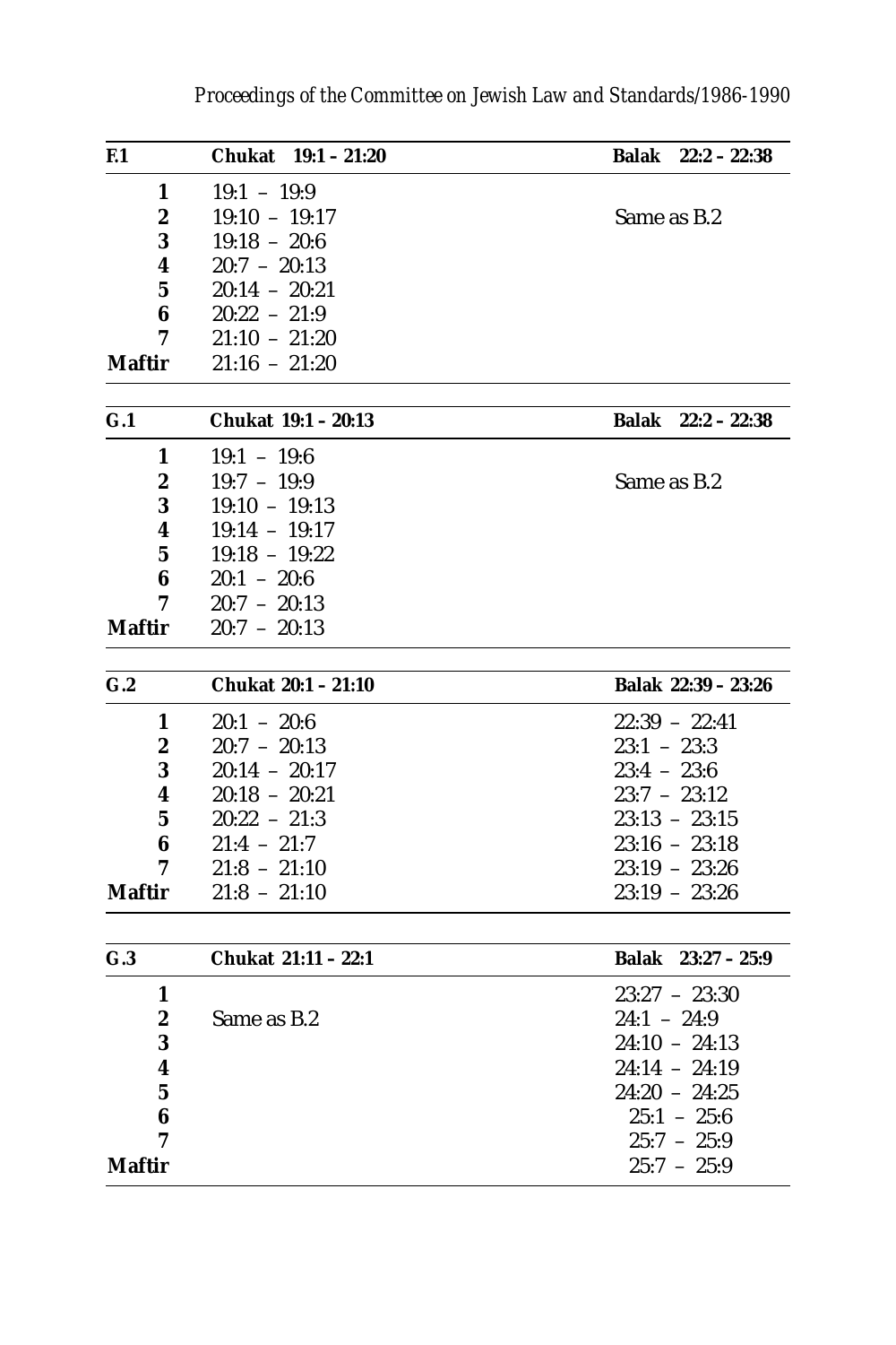| F.1 | Chukat 19:1 – 21:20 | Balak 22:2 – 22:38 |
|---|---|---|
| 1 | 19:1 – 19:9 | |
| 2 | 19:10 – 19:17 | Same as B.2 |
| 3 | 19:18 – 20:6 | |
| 4 | 20:7 – 20:13 | |
| 5 | 20:14 – 20:21 | |
| 6 | 20:22 – 21:9 | |
| 7 | 21:10 – 21:20 | |
| Maftir | 21:16 – 21:20 | |

| G.1 | Chukat 19:1 – 20:13 | Balak 22:2 – 22:38 |
|---|---|---|
| 1 | 19:1 – 19:6 | |
| 2 | 19:7 – 19:9 | Same as B.2 |
| 3 | 19:10 – 19:13 | |
| 4 | 19:14 – 19:17 | |
| 5 | 19:18 – 19:22 | |
| 6 | 20:1 – 20:6 | |
| 7 | 20:7 – 20:13 | |
| Maftir | 20:7 – 20:13 | |

| G.2 | Chukat 20:1 – 21:10 | Balak 22:39 – 23:26 |
|---|---|---|
| 1 | 20:1 – 20:6 | 22:39 – 22:41 |
| 2 | 20:7 – 20:13 | 23:1 – 23:3 |
| 3 | 20:14 – 20:17 | 23:4 – 23:6 |
| 4 | 20:18 – 20:21 | 23:7 – 23:12 |
| 5 | 20:22 – 21:3 | 23:13 – 23:15 |
| 6 | 21:4 – 21:7 | 23:16 – 23:18 |
| 7 | 21:8 – 21:10 | 23:19 – 23:26 |
| Maftir | 21:8 – 21:10 | 23:19 – 23:26 |

| G.3 | Chukat 21:11 – 22:1 | Balak 23:27 – 25:9 |
|---|---|---|
| 1 | | 23:27 – 23:30 |
| 2 | Same as B.2 | 24:1 – 24:9 |
| 3 | | 24:10 – 24:13 |
| 4 | | 24:14 – 24:19 |
| 5 | | 24:20 – 24:25 |
| 6 | | 25:1 – 25:6 |
| 7 | | 25:7 – 25:9 |
| Maftir | | 25:7 – 25:9 |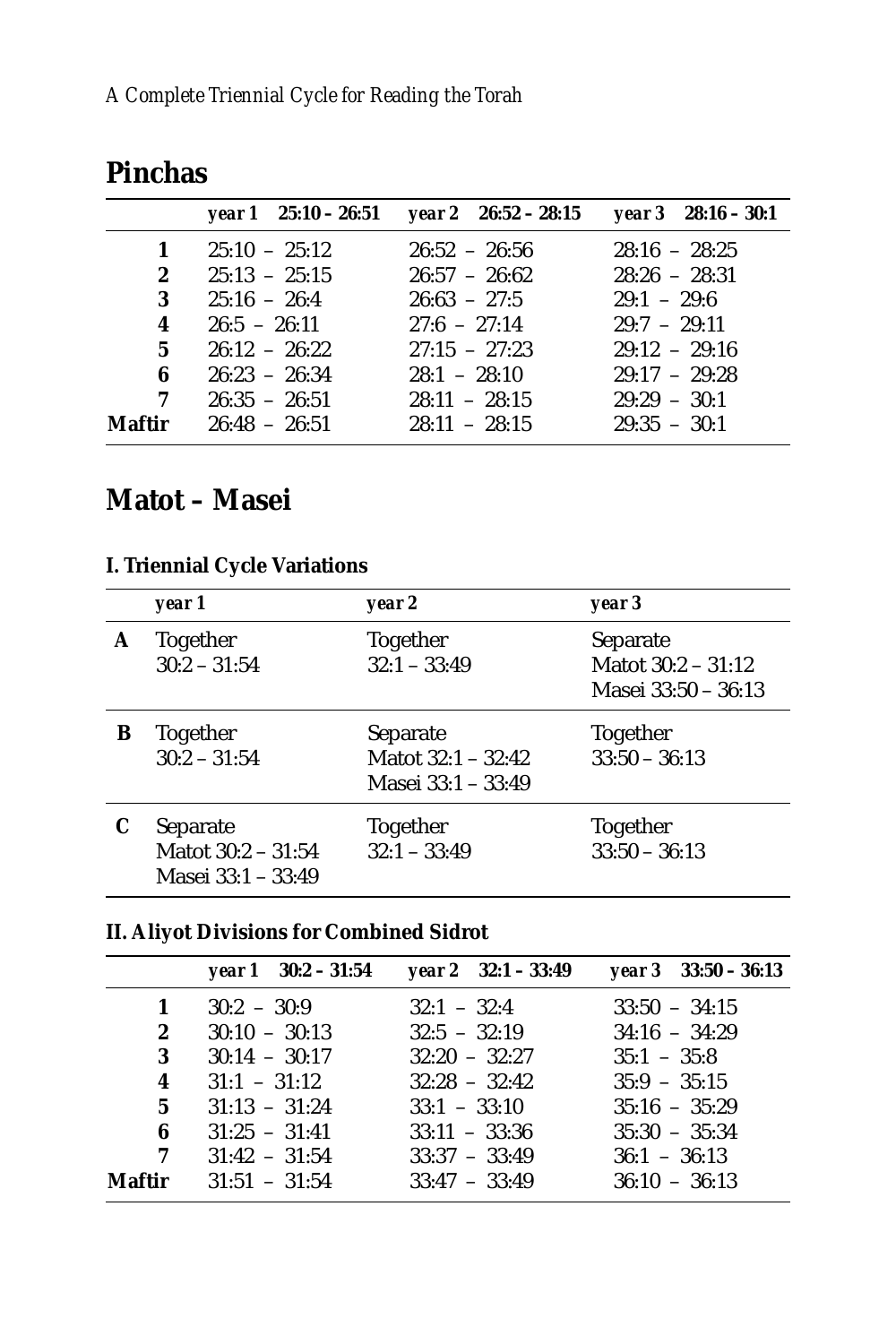## Pinchas

| | *year 1* **25:10 – 26:51** | *year 2* **26:52 – 28:15** | *year 3* **28:16 – 30:1** |
|---|---|---|---|
| **1** | 25:10 – 25:12 | 26:52 – 26:56 | 28:16 – 28:25 |
| **2** | 25:13 – 25:15 | 26:57 – 26:62 | 28:26 – 28:31 |
| **3** | 25:16 – 26:4 | 26:63 – 27:5 | 29:1 – 29:6 |
| **4** | 26:5 – 26:11 | 27:6 – 27:14 | 29:7 – 29:11 |
| **5** | 26:12 – 26:22 | 27:15 – 27:23 | 29:12 – 29:16 |
| **6** | 26:23 – 26:34 | 28:1 – 28:10 | 29:17 – 29:28 |
| **7** | 26:35 – 26:51 | 28:11 – 28:15 | 29:29 – 30:1 |
| **Maftir** | 26:48 – 26:51 | 28:11 – 28:15 | 29:35 – 30:1 |

## Matot – Masei

### I. Triennial Cycle Variations

| | *year 1* | *year 2* | *year 3* |
|---|---|---|---|
| **A** | Together<br>30:2 – 31:54 | Together<br>32:1 – 33:49 | Separate<br>Matot 30:2 – 31:12<br>Masei 33:50 – 36:13 |
| **B** | Together<br>30:2 – 31:54 | Separate<br>Matot 32:1 – 32:42<br>Masei 33:1 – 33:49 | Together<br>33:50 – 36:13 |
| **C** | Separate<br>Matot 30:2 – 31:54<br>Masei 33:1 – 33:49 | Together<br>32:1 – 33:49 | Together<br>33:50 – 36:13 |

### II. Aliyot Divisions for Combined Sidrot

| | *year 1* **30:2 – 31:54** | *year 2* **32:1 – 33:49** | *year 3* **33:50 – 36:13** |
|---|---|---|---|
| **1** | 30:2 – 30:9 | 32:1 – 32:4 | 33:50 – 34:15 |
| **2** | 30:10 – 30:13 | 32:5 – 32:19 | 34:16 – 34:29 |
| **3** | 30:14 – 30:17 | 32:20 – 32:27 | 35:1 – 35:8 |
| **4** | 31:1 – 31:12 | 32:28 – 32:42 | 35:9 – 35:15 |
| **5** | 31:13 – 31:24 | 33:1 – 33:10 | 35:16 – 35:29 |
| **6** | 31:25 – 31:41 | 33:11 – 33:36 | 35:30 – 35:34 |
| **7** | 31:42 – 31:54 | 33:37 – 33:49 | 36:1 – 36:13 |
| **Maftir** | 31:51 – 31:54 | 33:47 – 33:49 | 36:10 – 36:13 |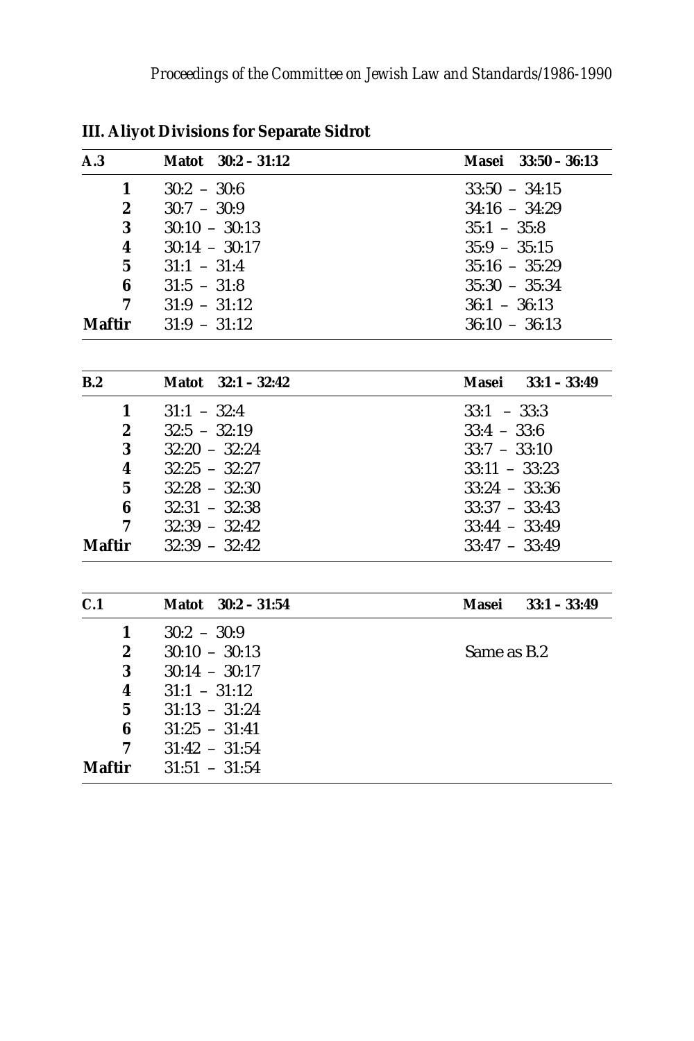## III. Aliyot Divisions for Separate Sidrot

| A.3 | Matot 30:2 – 31:12 | Masei 33:50 – 36:13 |
|---|---|---|
| 1 | 30:2 – 30:6 | 33:50 – 34:15 |
| 2 | 30:7 – 30:9 | 34:16 – 34:29 |
| 3 | 30:10 – 30:13 | 35:1 – 35:8 |
| 4 | 30:14 – 30:17 | 35:9 – 35:15 |
| 5 | 31:1 – 31:4 | 35:16 – 35:29 |
| 6 | 31:5 – 31:8 | 35:30 – 35:34 |
| 7 | 31:9 – 31:12 | 36:1 – 36:13 |
| Maftir | 31:9 – 31:12 | 36:10 – 36:13 |

| B.2 | Matot 32:1 – 32:42 | Masei 33:1 – 33:49 |
|---|---|---|
| 1 | 31:1 – 32:4 | 33:1 – 33:3 |
| 2 | 32:5 – 32:19 | 33:4 – 33:6 |
| 3 | 32:20 – 32:24 | 33:7 – 33:10 |
| 4 | 32:25 – 32:27 | 33:11 – 33:23 |
| 5 | 32:28 – 32:30 | 33:24 – 33:36 |
| 6 | 32:31 – 32:38 | 33:37 – 33:43 |
| 7 | 32:39 – 32:42 | 33:44 – 33:49 |
| Maftir | 32:39 – 32:42 | 33:47 – 33:49 |

| C.1 | Matot 30:2 – 31:54 | Masei 33:1 – 33:49 |
|---|---|---|
| 1 | 30:2 – 30:9 | |
| 2 | 30:10 – 30:13 | Same as B.2 |
| 3 | 30:14 – 30:17 | |
| 4 | 31:1 – 31:12 | |
| 5 | 31:13 – 31:24 | |
| 6 | 31:25 – 31:41 | |
| 7 | 31:42 – 31:54 | |
| Maftir | 31:51 – 31:54 | |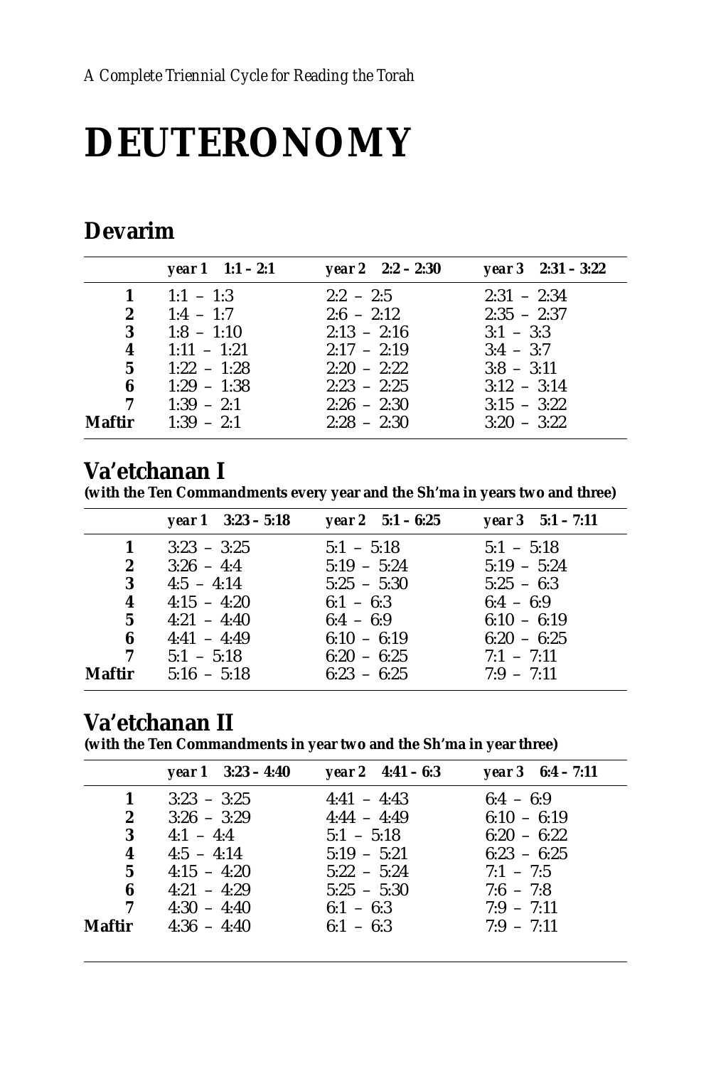*A Complete Triennial Cycle for Reading the Torah*

# DEUTERONOMY

## Devarim

| | *year 1 1:1 – 2:1* | *year 2 2:2 – 2:30* | *year 3 2:31 – 3:22* |
|---|---|---|---|
| **1** | 1:1 – 1:3 | 2:2 – 2:5 | 2:31 – 2:34 |
| **2** | 1:4 – 1:7 | 2:6 – 2:12 | 2:35 – 2:37 |
| **3** | 1:8 – 1:10 | 2:13 – 2:16 | 3:1 – 3:3 |
| **4** | 1:11 – 1:21 | 2:17 – 2:19 | 3:4 – 3:7 |
| **5** | 1:22 – 1:28 | 2:20 – 2:22 | 3:8 – 3:11 |
| **6** | 1:29 – 1:38 | 2:23 – 2:25 | 3:12 – 3:14 |
| **7** | 1:39 – 2:1 | 2:26 – 2:30 | 3:15 – 3:22 |
| **Maftir** | 1:39 – 2:1 | 2:28 – 2:30 | 3:20 – 3:22 |

## Va'etchanan I

**(with the Ten Commandments every year and the Sh'ma in years two and three)**

| | *year 1 3:23 – 5:18* | *year 2 5:1 – 6:25* | *year 3 5:1 – 7:11* |
|---|---|---|---|
| **1** | 3:23 – 3:25 | 5:1 – 5:18 | 5:1 – 5:18 |
| **2** | 3:26 – 4:4 | 5:19 – 5:24 | 5:19 – 5:24 |
| **3** | 4:5 – 4:14 | 5:25 – 5:30 | 5:25 – 6:3 |
| **4** | 4:15 – 4:20 | 6:1 – 6:3 | 6:4 – 6:9 |
| **5** | 4:21 – 4:40 | 6:4 – 6:9 | 6:10 – 6:19 |
| **6** | 4:41 – 4:49 | 6:10 – 6:19 | 6:20 – 6:25 |
| **7** | 5:1 – 5:18 | 6:20 – 6:25 | 7:1 – 7:11 |
| **Maftir** | 5:16 – 5:18 | 6:23 – 6:25 | 7:9 – 7:11 |

## Va'etchanan II

**(with the Ten Commandments in year two and the Sh'ma in year three)**

| | *year 1 3:23 – 4:40* | *year 2 4:41 – 6:3* | *year 3 6:4 – 7:11* |
|---|---|---|---|
| **1** | 3:23 – 3:25 | 4:41 – 4:43 | 6:4 – 6:9 |
| **2** | 3:26 – 3:29 | 4:44 – 4:49 | 6:10 – 6:19 |
| **3** | 4:1 – 4:4 | 5:1 – 5:18 | 6:20 – 6:22 |
| **4** | 4:5 – 4:14 | 5:19 – 5:21 | 6:23 – 6:25 |
| **5** | 4:15 – 4:20 | 5:22 – 5:24 | 7:1 – 7:5 |
| **6** | 4:21 – 4:29 | 5:25 – 5:30 | 7:6 – 7:8 |
| **7** | 4:30 – 4:40 | 6:1 – 6:3 | 7:9 – 7:11 |
| **Maftir** | 4:36 – 4:40 | 6:1 – 6:3 | 7:9 – 7:11 |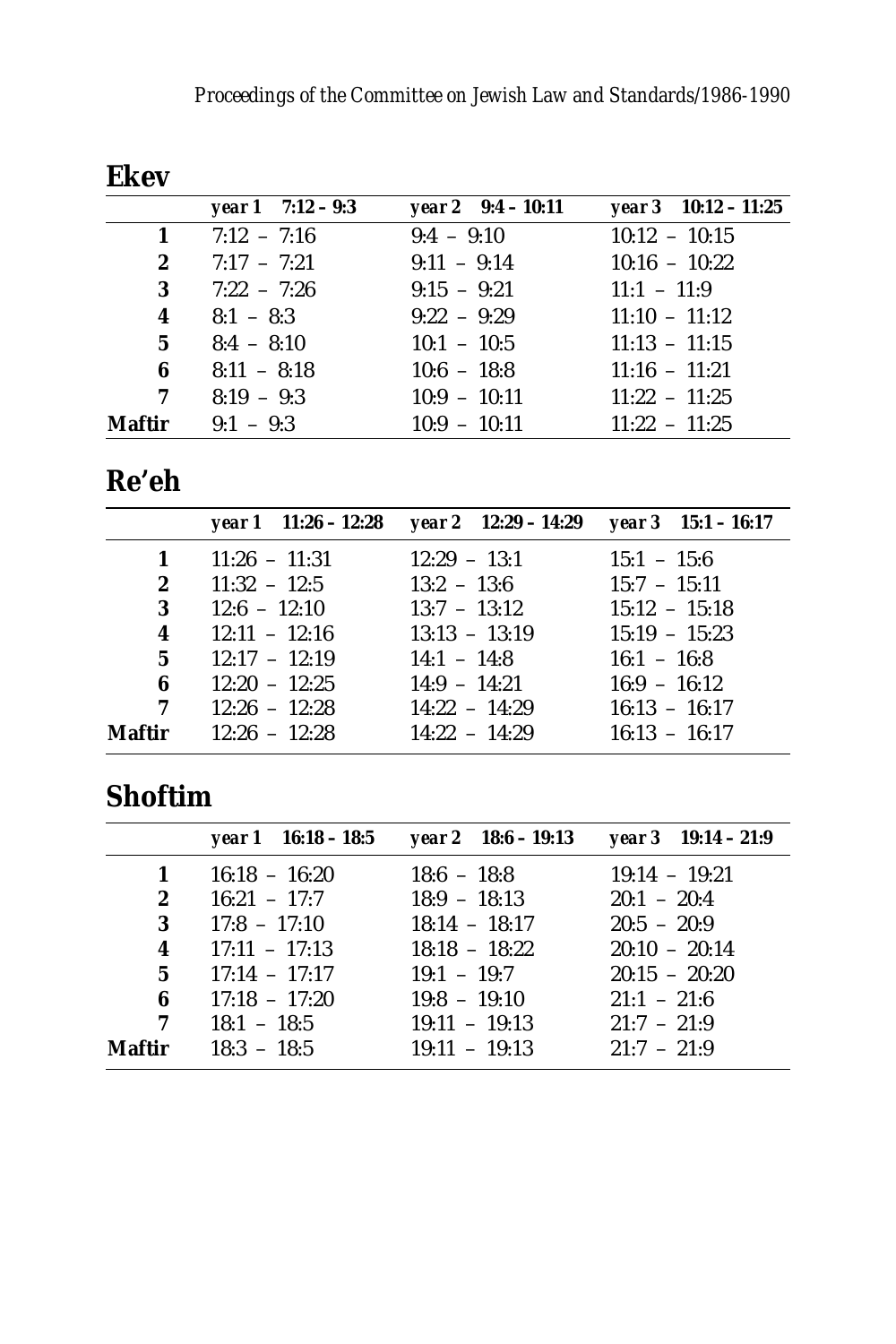## Ekev

| | *year 1 7:12 – 9:3* | *year 2 9:4 – 10:11* | *year 3 10:12 – 11:25* |
|---|---|---|---|
| **1** | 7:12 – 7:16 | 9:4 – 9:10 | 10:12 – 10:15 |
| **2** | 7:17 – 7:21 | 9:11 – 9:14 | 10:16 – 10:22 |
| **3** | 7:22 – 7:26 | 9:15 – 9:21 | 11:1 – 11:9 |
| **4** | 8:1 – 8:3 | 9:22 – 9:29 | 11:10 – 11:12 |
| **5** | 8:4 – 8:10 | 10:1 – 10:5 | 11:13 – 11:15 |
| **6** | 8:11 – 8:18 | 10:6 – 18:8 | 11:16 – 11:21 |
| **7** | 8:19 – 9:3 | 10:9 – 10:11 | 11:22 – 11:25 |
| **Maftir** | 9:1 – 9:3 | 10:9 – 10:11 | 11:22 – 11:25 |

## Re'eh

| | *year 1 11:26 – 12:28* | *year 2 12:29 – 14:29* | *year 3 15:1 – 16:17* |
|---|---|---|---|
| **1** | 11:26 – 11:31 | 12:29 – 13:1 | 15:1 – 15:6 |
| **2** | 11:32 – 12:5 | 13:2 – 13:6 | 15:7 – 15:11 |
| **3** | 12:6 – 12:10 | 13:7 – 13:12 | 15:12 – 15:18 |
| **4** | 12:11 – 12:16 | 13:13 – 13:19 | 15:19 – 15:23 |
| **5** | 12:17 – 12:19 | 14:1 – 14:8 | 16:1 – 16:8 |
| **6** | 12:20 – 12:25 | 14:9 – 14:21 | 16:9 – 16:12 |
| **7** | 12:26 – 12:28 | 14:22 – 14:29 | 16:13 – 16:17 |
| **Maftir** | 12:26 – 12:28 | 14:22 – 14:29 | 16:13 – 16:17 |

## Shoftim

| | *year 1 16:18 – 18:5* | *year 2 18:6 – 19:13* | *year 3 19:14 – 21:9* |
|---|---|---|---|
| **1** | 16:18 – 16:20 | 18:6 – 18:8 | 19:14 – 19:21 |
| **2** | 16:21 – 17:7 | 18:9 – 18:13 | 20:1 – 20:4 |
| **3** | 17:8 – 17:10 | 18:14 – 18:17 | 20:5 – 20:9 |
| **4** | 17:11 – 17:13 | 18:18 – 18:22 | 20:10 – 20:14 |
| **5** | 17:14 – 17:17 | 19:1 – 19:7 | 20:15 – 20:20 |
| **6** | 17:18 – 17:20 | 19:8 – 19:10 | 21:1 – 21:6 |
| **7** | 18:1 – 18:5 | 19:11 – 19:13 | 21:7 – 21:9 |
| **Maftir** | 18:3 – 18:5 | 19:11 – 19:13 | 21:7 – 21:9 |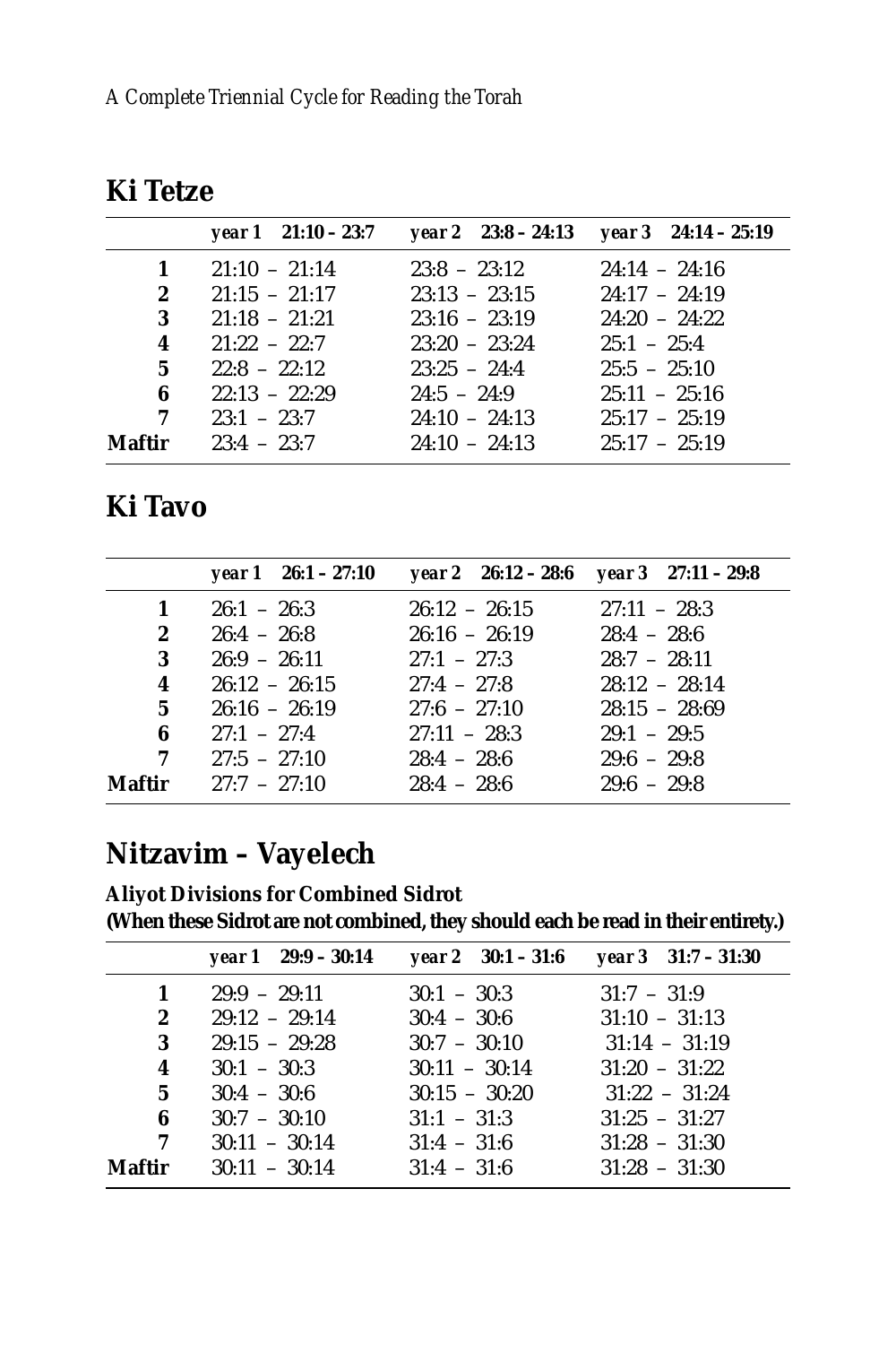## Ki Tetze

| | *year 1 21:10 – 23:7* | *year 2 23:8 – 24:13* | *year 3 24:14 – 25:19* |
|---|---|---|---|
| **1** | 21:10 – 21:14 | 23:8 – 23:12 | 24:14 – 24:16 |
| **2** | 21:15 – 21:17 | 23:13 – 23:15 | 24:17 – 24:19 |
| **3** | 21:18 – 21:21 | 23:16 – 23:19 | 24:20 – 24:22 |
| **4** | 21:22 – 22:7 | 23:20 – 23:24 | 25:1 – 25:4 |
| **5** | 22:8 – 22:12 | 23:25 – 24:4 | 25:5 – 25:10 |
| **6** | 22:13 – 22:29 | 24:5 – 24:9 | 25:11 – 25:16 |
| **7** | 23:1 – 23:7 | 24:10 – 24:13 | 25:17 – 25:19 |
| **Maftir** | 23:4 – 23:7 | 24:10 – 24:13 | 25:17 – 25:19 |

## Ki Tavo

| | *year 1 26:1 – 27:10* | *year 2 26:12 – 28:6* | *year 3 27:11 – 29:8* |
|---|---|---|---|
| **1** | 26:1 – 26:3 | 26:12 – 26:15 | 27:11 – 28:3 |
| **2** | 26:4 – 26:8 | 26:16 – 26:19 | 28:4 – 28:6 |
| **3** | 26:9 – 26:11 | 27:1 – 27:3 | 28:7 – 28:11 |
| **4** | 26:12 – 26:15 | 27:4 – 27:8 | 28:12 – 28:14 |
| **5** | 26:16 – 26:19 | 27:6 – 27:10 | 28:15 – 28:69 |
| **6** | 27:1 – 27:4 | 27:11 – 28:3 | 29:1 – 29:5 |
| **7** | 27:5 – 27:10 | 28:4 – 28:6 | 29:6 – 29:8 |
| **Maftir** | 27:7 – 27:10 | 28:4 – 28:6 | 29:6 – 29:8 |

## Nitzavim – Vayelech

**Aliyot Divisions for Combined Sidrot**
**(When these Sidrot are not combined, they should each be read in their entirety.)**

| | *year 1 29:9 – 30:14* | *year 2 30:1 – 31:6* | *year 3 31:7 – 31:30* |
|---|---|---|---|
| **1** | 29:9 – 29:11 | 30:1 – 30:3 | 31:7 – 31:9 |
| **2** | 29:12 – 29:14 | 30:4 – 30:6 | 31:10 – 31:13 |
| **3** | 29:15 – 29:28 | 30:7 – 30:10 | 31:14 – 31:19 |
| **4** | 30:1 – 30:3 | 30:11 – 30:14 | 31:20 – 31:22 |
| **5** | 30:4 – 30:6 | 30:15 – 30:20 | 31:22 – 31:24 |
| **6** | 30:7 – 30:10 | 31:1 – 31:3 | 31:25 – 31:27 |
| **7** | 30:11 – 30:14 | 31:4 – 31:6 | 31:28 – 31:30 |
| **Maftir** | 30:11 – 30:14 | 31:4 – 31:6 | 31:28 – 31:30 |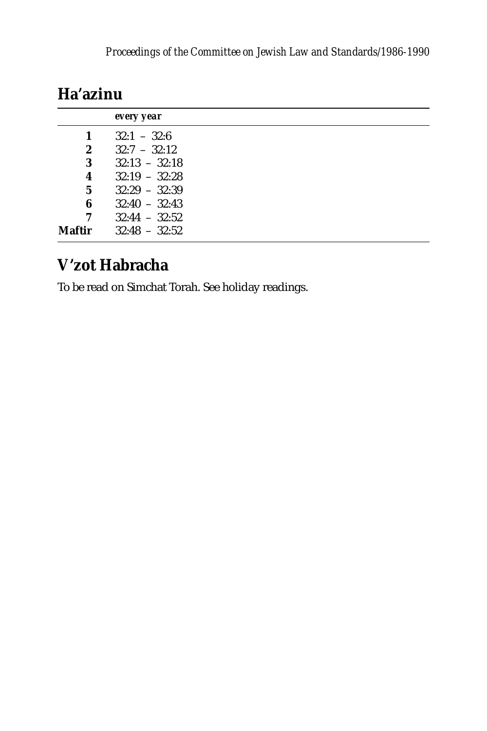## Ha'azinu

| | *every year* |
|---|---|
| **1** | 32:1 – 32:6 |
| **2** | 32:7 – 32:12 |
| **3** | 32:13 – 32:18 |
| **4** | 32:19 – 32:28 |
| **5** | 32:29 – 32:39 |
| **6** | 32:40 – 32:43 |
| **7** | 32:44 – 32:52 |
| **Maftir** | 32:48 – 32:52 |

## V'zot Habracha

To be read on Simchat Torah. See holiday readings.